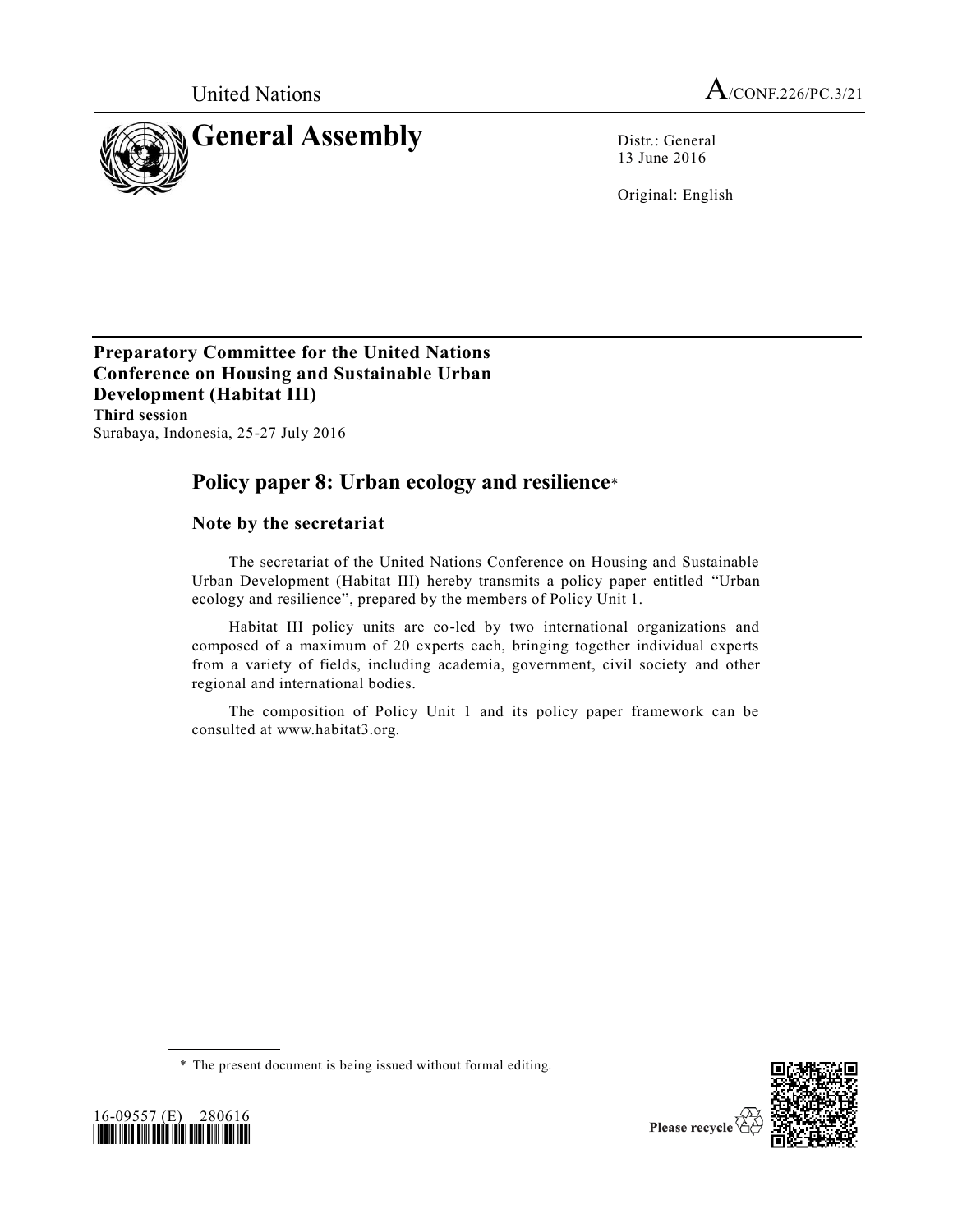United Nations

A/CONF.226/PC.3/21

# General Assembly

Distr.: General
13 June 2016

Original: English

**Preparatory Committee for the United Nations Conference on Housing and Sustainable Urban Development (Habitat III)**
**Third session**
Surabaya, Indonesia, 25-27 July 2016

## Policy paper 8: Urban ecology and resilience*

### Note by the secretariat

The secretariat of the United Nations Conference on Housing and Sustainable Urban Development (Habitat III) hereby transmits a policy paper entitled "Urban ecology and resilience", prepared by the members of Policy Unit 1.

Habitat III policy units are co-led by two international organizations and composed of a maximum of 20 experts each, bringing together individual experts from a variety of fields, including academia, government, civil society and other regional and international bodies.

The composition of Policy Unit 1 and its policy paper framework can be consulted at www.habitat3.org.

\* The present document is being issued without formal editing.

16-09557 (E) 280616

Please recycle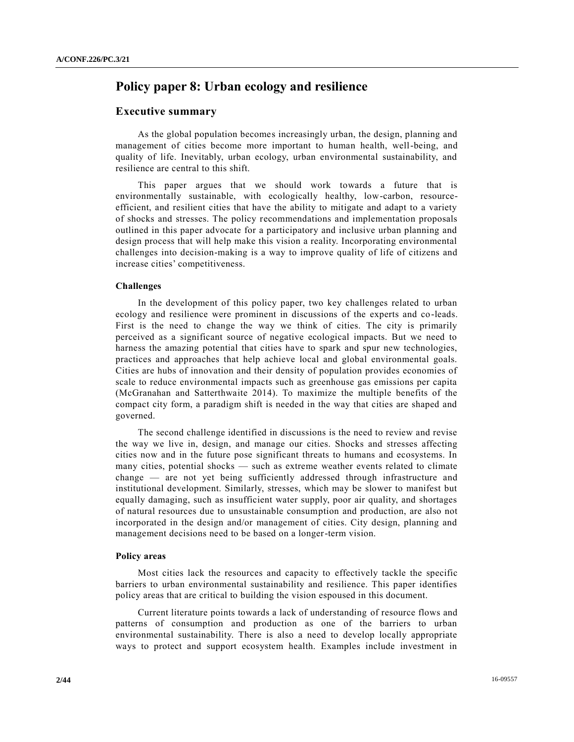# Policy paper 8: Urban ecology and resilience

## Executive summary

As the global population becomes increasingly urban, the design, planning and management of cities become more important to human health, well-being, and quality of life. Inevitably, urban ecology, urban environmental sustainability, and resilience are central to this shift.

This paper argues that we should work towards a future that is environmentally sustainable, with ecologically healthy, low-carbon, resource-efficient, and resilient cities that have the ability to mitigate and adapt to a variety of shocks and stresses. The policy recommendations and implementation proposals outlined in this paper advocate for a participatory and inclusive urban planning and design process that will help make this vision a reality. Incorporating environmental challenges into decision-making is a way to improve quality of life of citizens and increase cities' competitiveness.

### Challenges

In the development of this policy paper, two key challenges related to urban ecology and resilience were prominent in discussions of the experts and co-leads. First is the need to change the way we think of cities. The city is primarily perceived as a significant source of negative ecological impacts. But we need to harness the amazing potential that cities have to spark and spur new technologies, practices and approaches that help achieve local and global environmental goals. Cities are hubs of innovation and their density of population provides economies of scale to reduce environmental impacts such as greenhouse gas emissions per capita (McGranahan and Satterthwaite 2014). To maximize the multiple benefits of the compact city form, a paradigm shift is needed in the way that cities are shaped and governed.

The second challenge identified in discussions is the need to review and revise the way we live in, design, and manage our cities. Shocks and stresses affecting cities now and in the future pose significant threats to humans and ecosystems. In many cities, potential shocks — such as extreme weather events related to climate change — are not yet being sufficiently addressed through infrastructure and institutional development. Similarly, stresses, which may be slower to manifest but equally damaging, such as insufficient water supply, poor air quality, and shortages of natural resources due to unsustainable consumption and production, are also not incorporated in the design and/or management of cities. City design, planning and management decisions need to be based on a longer-term vision.

### Policy areas

Most cities lack the resources and capacity to effectively tackle the specific barriers to urban environmental sustainability and resilience. This paper identifies policy areas that are critical to building the vision espoused in this document.

Current literature points towards a lack of understanding of resource flows and patterns of consumption and production as one of the barriers to urban environmental sustainability. There is also a need to develop locally appropriate ways to protect and support ecosystem health. Examples include investment in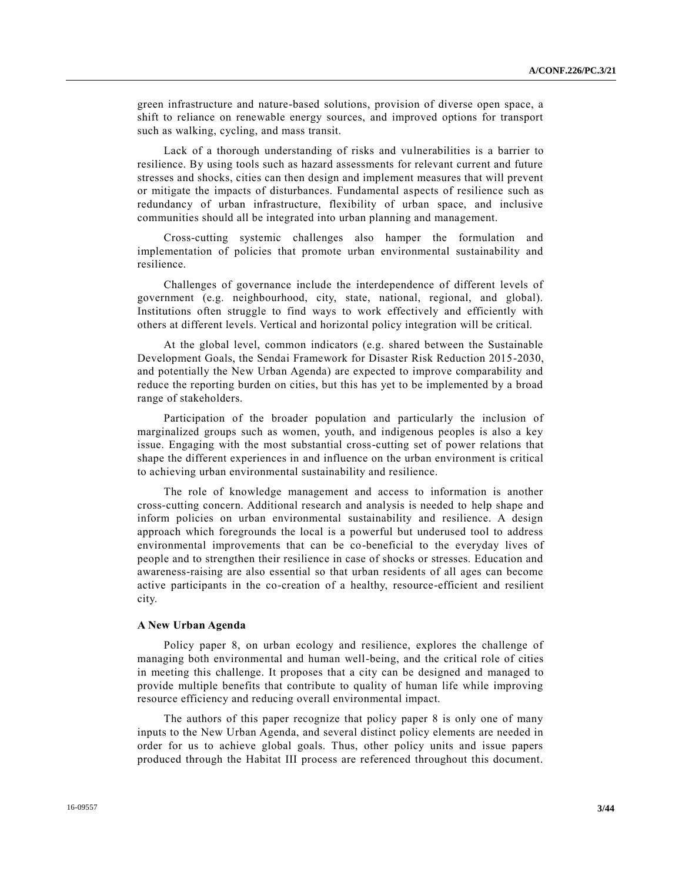green infrastructure and nature-based solutions, provision of diverse open space, a shift to reliance on renewable energy sources, and improved options for transport such as walking, cycling, and mass transit.

Lack of a thorough understanding of risks and vulnerabilities is a barrier to resilience. By using tools such as hazard assessments for relevant current and future stresses and shocks, cities can then design and implement measures that will prevent or mitigate the impacts of disturbances. Fundamental aspects of resilience such as redundancy of urban infrastructure, flexibility of urban space, and inclusive communities should all be integrated into urban planning and management.

Cross-cutting systemic challenges also hamper the formulation and implementation of policies that promote urban environmental sustainability and resilience.

Challenges of governance include the interdependence of different levels of government (e.g. neighbourhood, city, state, national, regional, and global). Institutions often struggle to find ways to work effectively and efficiently with others at different levels. Vertical and horizontal policy integration will be critical.

At the global level, common indicators (e.g. shared between the Sustainable Development Goals, the Sendai Framework for Disaster Risk Reduction 2015-2030, and potentially the New Urban Agenda) are expected to improve comparability and reduce the reporting burden on cities, but this has yet to be implemented by a broad range of stakeholders.

Participation of the broader population and particularly the inclusion of marginalized groups such as women, youth, and indigenous peoples is also a key issue. Engaging with the most substantial cross-cutting set of power relations that shape the different experiences in and influence on the urban environment is critical to achieving urban environmental sustainability and resilience.

The role of knowledge management and access to information is another cross-cutting concern. Additional research and analysis is needed to help shape and inform policies on urban environmental sustainability and resilience. A design approach which foregrounds the local is a powerful but underused tool to address environmental improvements that can be co-beneficial to the everyday lives of people and to strengthen their resilience in case of shocks or stresses. Education and awareness-raising are also essential so that urban residents of all ages can become active participants in the co-creation of a healthy, resource-efficient and resilient city.

**A New Urban Agenda**

Policy paper 8, on urban ecology and resilience, explores the challenge of managing both environmental and human well-being, and the critical role of cities in meeting this challenge. It proposes that a city can be designed and managed to provide multiple benefits that contribute to quality of human life while improving resource efficiency and reducing overall environmental impact.

The authors of this paper recognize that policy paper 8 is only one of many inputs to the New Urban Agenda, and several distinct policy elements are needed in order for us to achieve global goals. Thus, other policy units and issue papers produced through the Habitat III process are referenced throughout this document.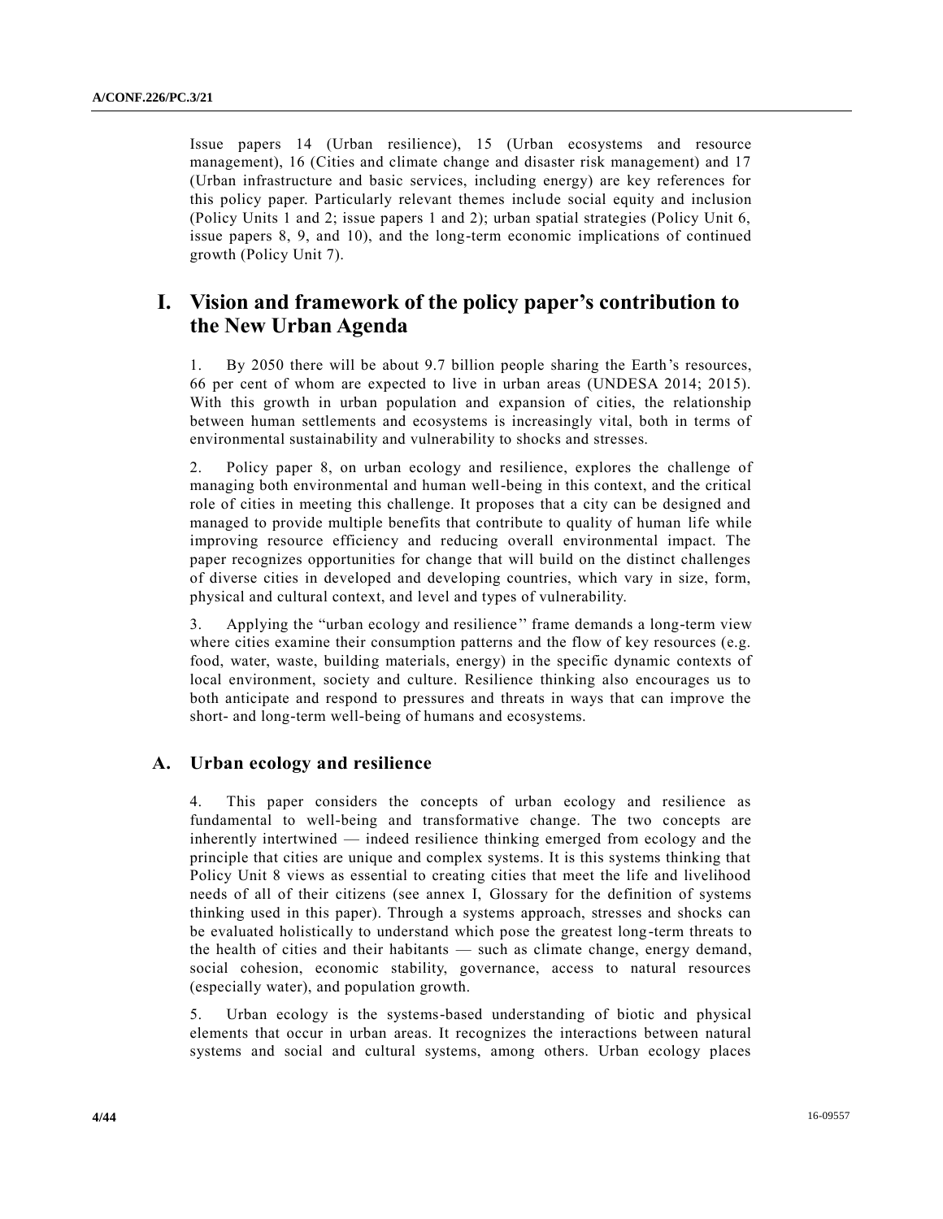Issue papers 14 (Urban resilience), 15 (Urban ecosystems and resource management), 16 (Cities and climate change and disaster risk management) and 17 (Urban infrastructure and basic services, including energy) are key references for this policy paper. Particularly relevant themes include social equity and inclusion (Policy Units 1 and 2; issue papers 1 and 2); urban spatial strategies (Policy Unit 6, issue papers 8, 9, and 10), and the long-term economic implications of continued growth (Policy Unit 7).

# I. Vision and framework of the policy paper's contribution to the New Urban Agenda

1. By 2050 there will be about 9.7 billion people sharing the Earth's resources, 66 per cent of whom are expected to live in urban areas (UNDESA 2014; 2015). With this growth in urban population and expansion of cities, the relationship between human settlements and ecosystems is increasingly vital, both in terms of environmental sustainability and vulnerability to shocks and stresses.

2. Policy paper 8, on urban ecology and resilience, explores the challenge of managing both environmental and human well-being in this context, and the critical role of cities in meeting this challenge. It proposes that a city can be designed and managed to provide multiple benefits that contribute to quality of human life while improving resource efficiency and reducing overall environmental impact. The paper recognizes opportunities for change that will build on the distinct challenges of diverse cities in developed and developing countries, which vary in size, form, physical and cultural context, and level and types of vulnerability.

3. Applying the "urban ecology and resilience" frame demands a long-term view where cities examine their consumption patterns and the flow of key resources (e.g. food, water, waste, building materials, energy) in the specific dynamic contexts of local environment, society and culture. Resilience thinking also encourages us to both anticipate and respond to pressures and threats in ways that can improve the short- and long-term well-being of humans and ecosystems.

## A. Urban ecology and resilience

4. This paper considers the concepts of urban ecology and resilience as fundamental to well-being and transformative change. The two concepts are inherently intertwined — indeed resilience thinking emerged from ecology and the principle that cities are unique and complex systems. It is this systems thinking that Policy Unit 8 views as essential to creating cities that meet the life and livelihood needs of all of their citizens (see annex I, Glossary for the definition of systems thinking used in this paper). Through a systems approach, stresses and shocks can be evaluated holistically to understand which pose the greatest long-term threats to the health of cities and their habitants — such as climate change, energy demand, social cohesion, economic stability, governance, access to natural resources (especially water), and population growth.

5. Urban ecology is the systems-based understanding of biotic and physical elements that occur in urban areas. It recognizes the interactions between natural systems and social and cultural systems, among others. Urban ecology places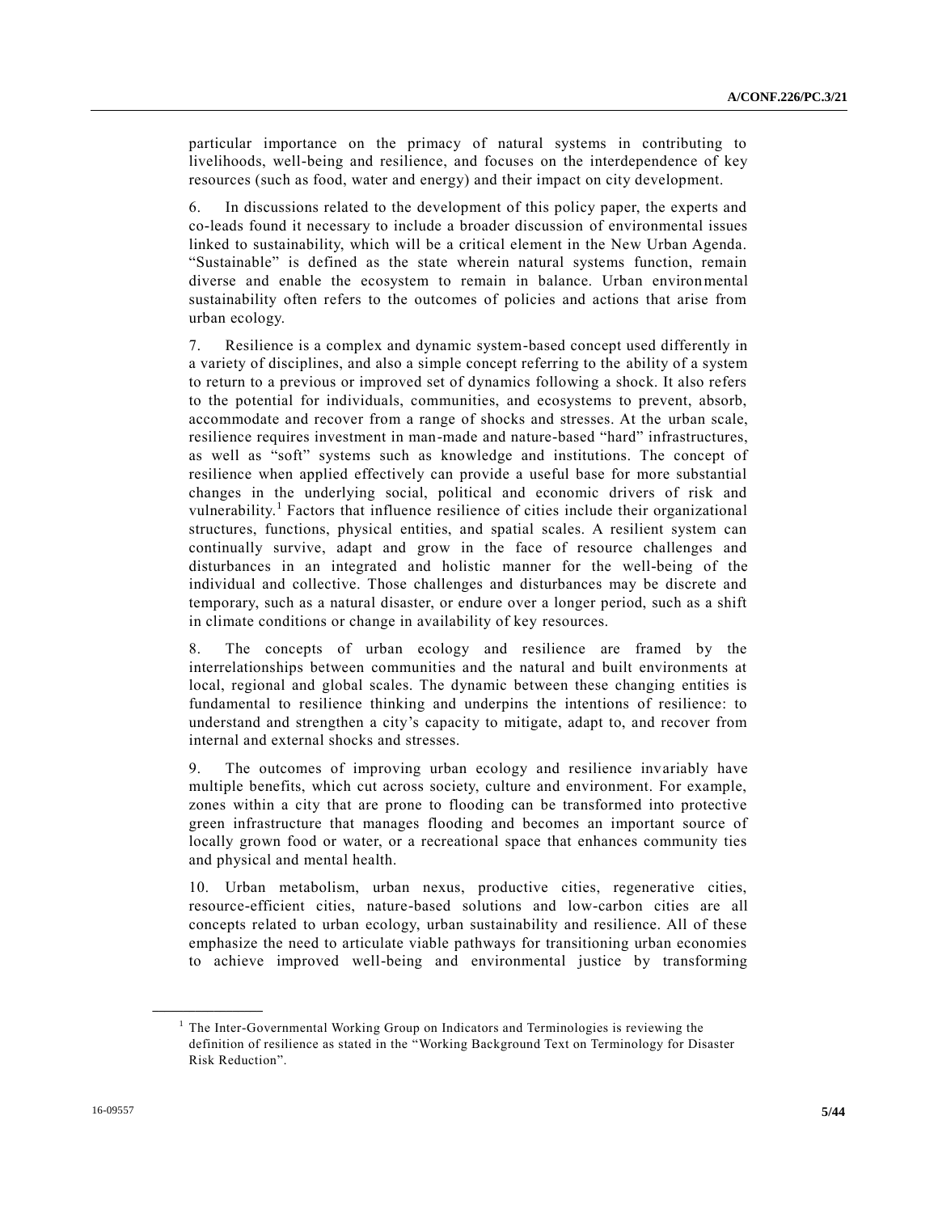particular importance on the primacy of natural systems in contributing to livelihoods, well-being and resilience, and focuses on the interdependence of key resources (such as food, water and energy) and their impact on city development.

6. In discussions related to the development of this policy paper, the experts and co-leads found it necessary to include a broader discussion of environmental issues linked to sustainability, which will be a critical element in the New Urban Agenda. "Sustainable" is defined as the state wherein natural systems function, remain diverse and enable the ecosystem to remain in balance. Urban environmental sustainability often refers to the outcomes of policies and actions that arise from urban ecology.

7. Resilience is a complex and dynamic system-based concept used differently in a variety of disciplines, and also a simple concept referring to the ability of a system to return to a previous or improved set of dynamics following a shock. It also refers to the potential for individuals, communities, and ecosystems to prevent, absorb, accommodate and recover from a range of shocks and stresses. At the urban scale, resilience requires investment in man-made and nature-based "hard" infrastructures, as well as "soft" systems such as knowledge and institutions. The concept of resilience when applied effectively can provide a useful base for more substantial changes in the underlying social, political and economic drivers of risk and vulnerability.[1] Factors that influence resilience of cities include their organizational structures, functions, physical entities, and spatial scales. A resilient system can continually survive, adapt and grow in the face of resource challenges and disturbances in an integrated and holistic manner for the well-being of the individual and collective. Those challenges and disturbances may be discrete and temporary, such as a natural disaster, or endure over a longer period, such as a shift in climate conditions or change in availability of key resources.

8. The concepts of urban ecology and resilience are framed by the interrelationships between communities and the natural and built environments at local, regional and global scales. The dynamic between these changing entities is fundamental to resilience thinking and underpins the intentions of resilience: to understand and strengthen a city's capacity to mitigate, adapt to, and recover from internal and external shocks and stresses.

9. The outcomes of improving urban ecology and resilience invariably have multiple benefits, which cut across society, culture and environment. For example, zones within a city that are prone to flooding can be transformed into protective green infrastructure that manages flooding and becomes an important source of locally grown food or water, or a recreational space that enhances community ties and physical and mental health.

10. Urban metabolism, urban nexus, productive cities, regenerative cities, resource-efficient cities, nature-based solutions and low-carbon cities are all concepts related to urban ecology, urban sustainability and resilience. All of these emphasize the need to articulate viable pathways for transitioning urban economies to achieve improved well-being and environmental justice by transforming

---

[1] The Inter-Governmental Working Group on Indicators and Terminologies is reviewing the definition of resilience as stated in the "Working Background Text on Terminology for Disaster Risk Reduction".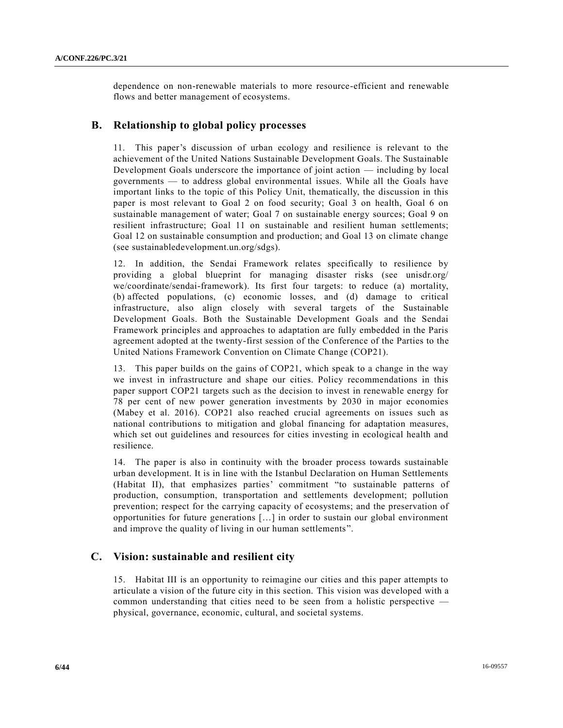dependence on non-renewable materials to more resource-efficient and renewable flows and better management of ecosystems.

## B. Relationship to global policy processes

11. This paper's discussion of urban ecology and resilience is relevant to the achievement of the United Nations Sustainable Development Goals. The Sustainable Development Goals underscore the importance of joint action — including by local governments — to address global environmental issues. While all the Goals have important links to the topic of this Policy Unit, thematically, the discussion in this paper is most relevant to Goal 2 on food security; Goal 3 on health, Goal 6 on sustainable management of water; Goal 7 on sustainable energy sources; Goal 9 on resilient infrastructure; Goal 11 on sustainable and resilient human settlements; Goal 12 on sustainable consumption and production; and Goal 13 on climate change (see sustainabledevelopment.un.org/sdgs).

12. In addition, the Sendai Framework relates specifically to resilience by providing a global blueprint for managing disaster risks (see unisdr.org/we/coordinate/sendai-framework). Its first four targets: to reduce (a) mortality, (b) affected populations, (c) economic losses, and (d) damage to critical infrastructure, also align closely with several targets of the Sustainable Development Goals. Both the Sustainable Development Goals and the Sendai Framework principles and approaches to adaptation are fully embedded in the Paris agreement adopted at the twenty-first session of the Conference of the Parties to the United Nations Framework Convention on Climate Change (COP21).

13. This paper builds on the gains of COP21, which speak to a change in the way we invest in infrastructure and shape our cities. Policy recommendations in this paper support COP21 targets such as the decision to invest in renewable energy for 78 per cent of new power generation investments by 2030 in major economies (Mabey et al. 2016). COP21 also reached crucial agreements on issues such as national contributions to mitigation and global financing for adaptation measures, which set out guidelines and resources for cities investing in ecological health and resilience.

14. The paper is also in continuity with the broader process towards sustainable urban development. It is in line with the Istanbul Declaration on Human Settlements (Habitat II), that emphasizes parties' commitment "to sustainable patterns of production, consumption, transportation and settlements development; pollution prevention; respect for the carrying capacity of ecosystems; and the preservation of opportunities for future generations […] in order to sustain our global environment and improve the quality of living in our human settlements".

## C. Vision: sustainable and resilient city

15. Habitat III is an opportunity to reimagine our cities and this paper attempts to articulate a vision of the future city in this section. This vision was developed with a common understanding that cities need to be seen from a holistic perspective — physical, governance, economic, cultural, and societal systems.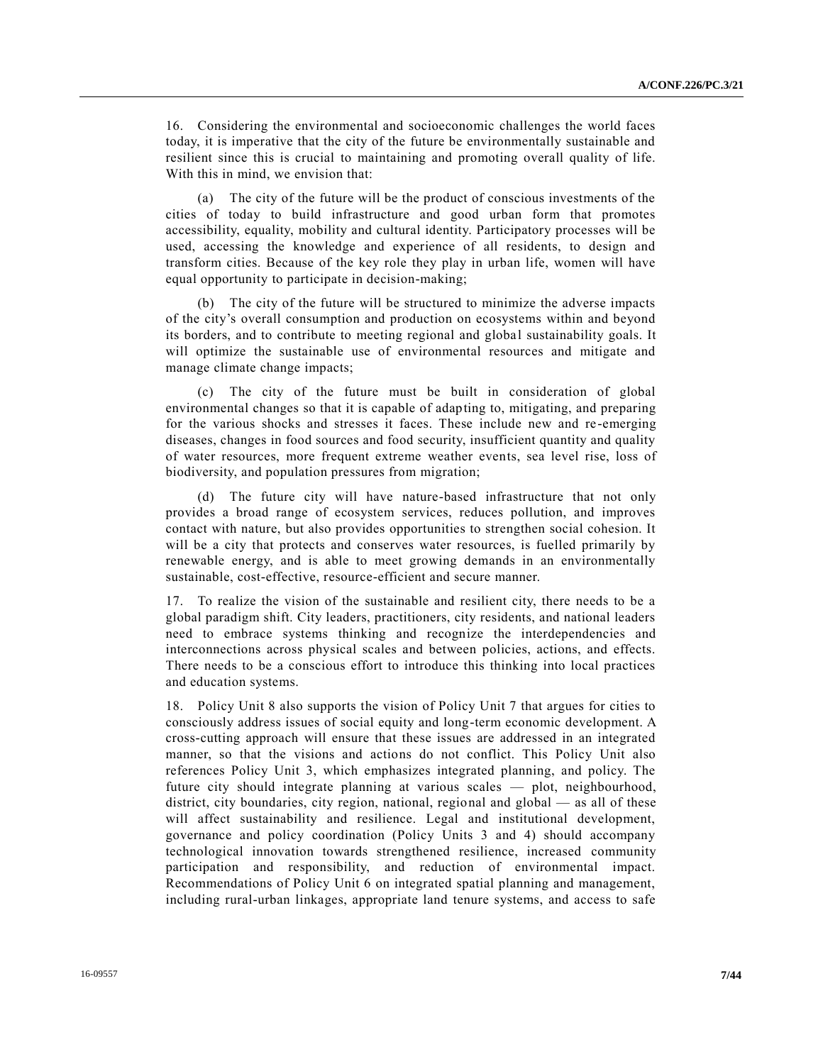16. Considering the environmental and socioeconomic challenges the world faces today, it is imperative that the city of the future be environmentally sustainable and resilient since this is crucial to maintaining and promoting overall quality of life. With this in mind, we envision that:

(a) The city of the future will be the product of conscious investments of the cities of today to build infrastructure and good urban form that promotes accessibility, equality, mobility and cultural identity. Participatory processes will be used, accessing the knowledge and experience of all residents, to design and transform cities. Because of the key role they play in urban life, women will have equal opportunity to participate in decision-making;

(b) The city of the future will be structured to minimize the adverse impacts of the city's overall consumption and production on ecosystems within and beyond its borders, and to contribute to meeting regional and global sustainability goals. It will optimize the sustainable use of environmental resources and mitigate and manage climate change impacts;

(c) The city of the future must be built in consideration of global environmental changes so that it is capable of adapting to, mitigating, and preparing for the various shocks and stresses it faces. These include new and re-emerging diseases, changes in food sources and food security, insufficient quantity and quality of water resources, more frequent extreme weather events, sea level rise, loss of biodiversity, and population pressures from migration;

(d) The future city will have nature-based infrastructure that not only provides a broad range of ecosystem services, reduces pollution, and improves contact with nature, but also provides opportunities to strengthen social cohesion. It will be a city that protects and conserves water resources, is fuelled primarily by renewable energy, and is able to meet growing demands in an environmentally sustainable, cost-effective, resource-efficient and secure manner.

17. To realize the vision of the sustainable and resilient city, there needs to be a global paradigm shift. City leaders, practitioners, city residents, and national leaders need to embrace systems thinking and recognize the interdependencies and interconnections across physical scales and between policies, actions, and effects. There needs to be a conscious effort to introduce this thinking into local practices and education systems.

18. Policy Unit 8 also supports the vision of Policy Unit 7 that argues for cities to consciously address issues of social equity and long-term economic development. A cross-cutting approach will ensure that these issues are addressed in an integrated manner, so that the visions and actions do not conflict. This Policy Unit also references Policy Unit 3, which emphasizes integrated planning, and policy. The future city should integrate planning at various scales — plot, neighbourhood, district, city boundaries, city region, national, regional and global — as all of these will affect sustainability and resilience. Legal and institutional development, governance and policy coordination (Policy Units 3 and 4) should accompany technological innovation towards strengthened resilience, increased community participation and responsibility, and reduction of environmental impact. Recommendations of Policy Unit 6 on integrated spatial planning and management, including rural-urban linkages, appropriate land tenure systems, and access to safe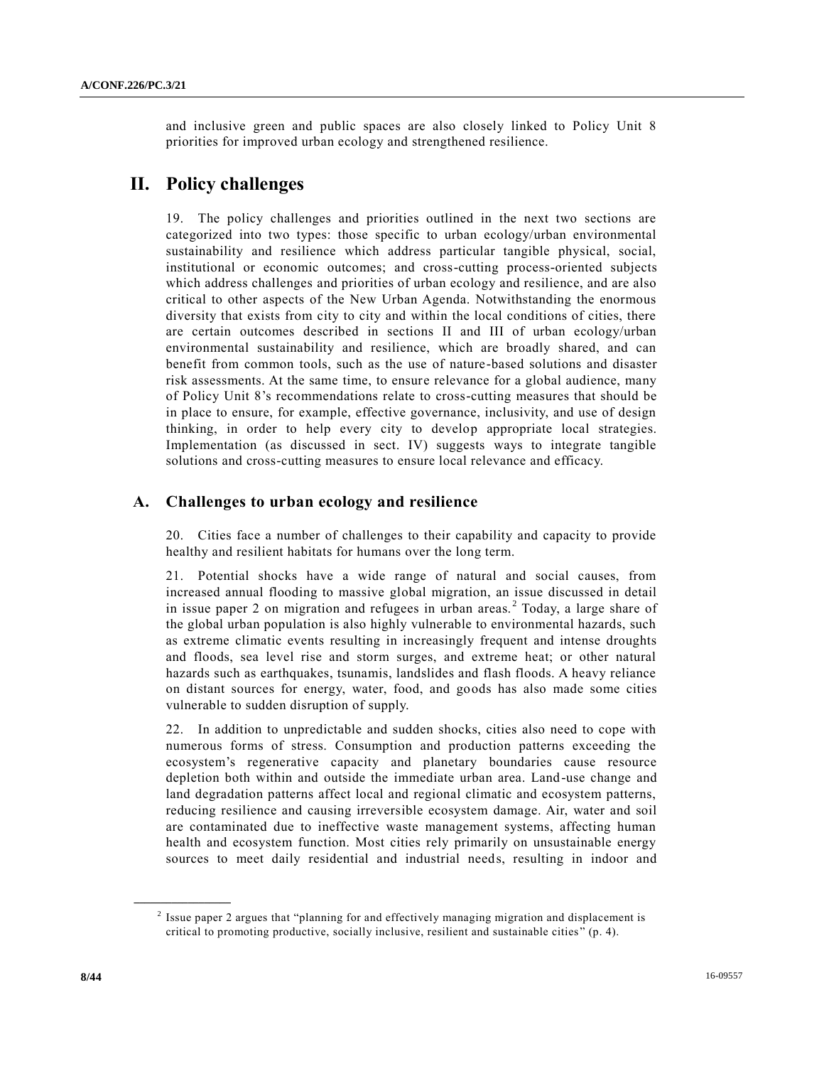and inclusive green and public spaces are also closely linked to Policy Unit 8 priorities for improved urban ecology and strengthened resilience.

# II. Policy challenges

19. The policy challenges and priorities outlined in the next two sections are categorized into two types: those specific to urban ecology/urban environmental sustainability and resilience which address particular tangible physical, social, institutional or economic outcomes; and cross-cutting process-oriented subjects which address challenges and priorities of urban ecology and resilience, and are also critical to other aspects of the New Urban Agenda. Notwithstanding the enormous diversity that exists from city to city and within the local conditions of cities, there are certain outcomes described in sections II and III of urban ecology/urban environmental sustainability and resilience, which are broadly shared, and can benefit from common tools, such as the use of nature-based solutions and disaster risk assessments. At the same time, to ensure relevance for a global audience, many of Policy Unit 8's recommendations relate to cross-cutting measures that should be in place to ensure, for example, effective governance, inclusivity, and use of design thinking, in order to help every city to develop appropriate local strategies. Implementation (as discussed in sect. IV) suggests ways to integrate tangible solutions and cross-cutting measures to ensure local relevance and efficacy.

## A. Challenges to urban ecology and resilience

20. Cities face a number of challenges to their capability and capacity to provide healthy and resilient habitats for humans over the long term.

21. Potential shocks have a wide range of natural and social causes, from increased annual flooding to massive global migration, an issue discussed in detail in issue paper 2 on migration and refugees in urban areas.[2] Today, a large share of the global urban population is also highly vulnerable to environmental hazards, such as extreme climatic events resulting in increasingly frequent and intense droughts and floods, sea level rise and storm surges, and extreme heat; or other natural hazards such as earthquakes, tsunamis, landslides and flash floods. A heavy reliance on distant sources for energy, water, food, and goods has also made some cities vulnerable to sudden disruption of supply.

22. In addition to unpredictable and sudden shocks, cities also need to cope with numerous forms of stress. Consumption and production patterns exceeding the ecosystem's regenerative capacity and planetary boundaries cause resource depletion both within and outside the immediate urban area. Land-use change and land degradation patterns affect local and regional climatic and ecosystem patterns, reducing resilience and causing irreversible ecosystem damage. Air, water and soil are contaminated due to ineffective waste management systems, affecting human health and ecosystem function. Most cities rely primarily on unsustainable energy sources to meet daily residential and industrial needs, resulting in indoor and

---

[2] Issue paper 2 argues that "planning for and effectively managing migration and displacement is critical to promoting productive, socially inclusive, resilient and sustainable cities" (p. 4).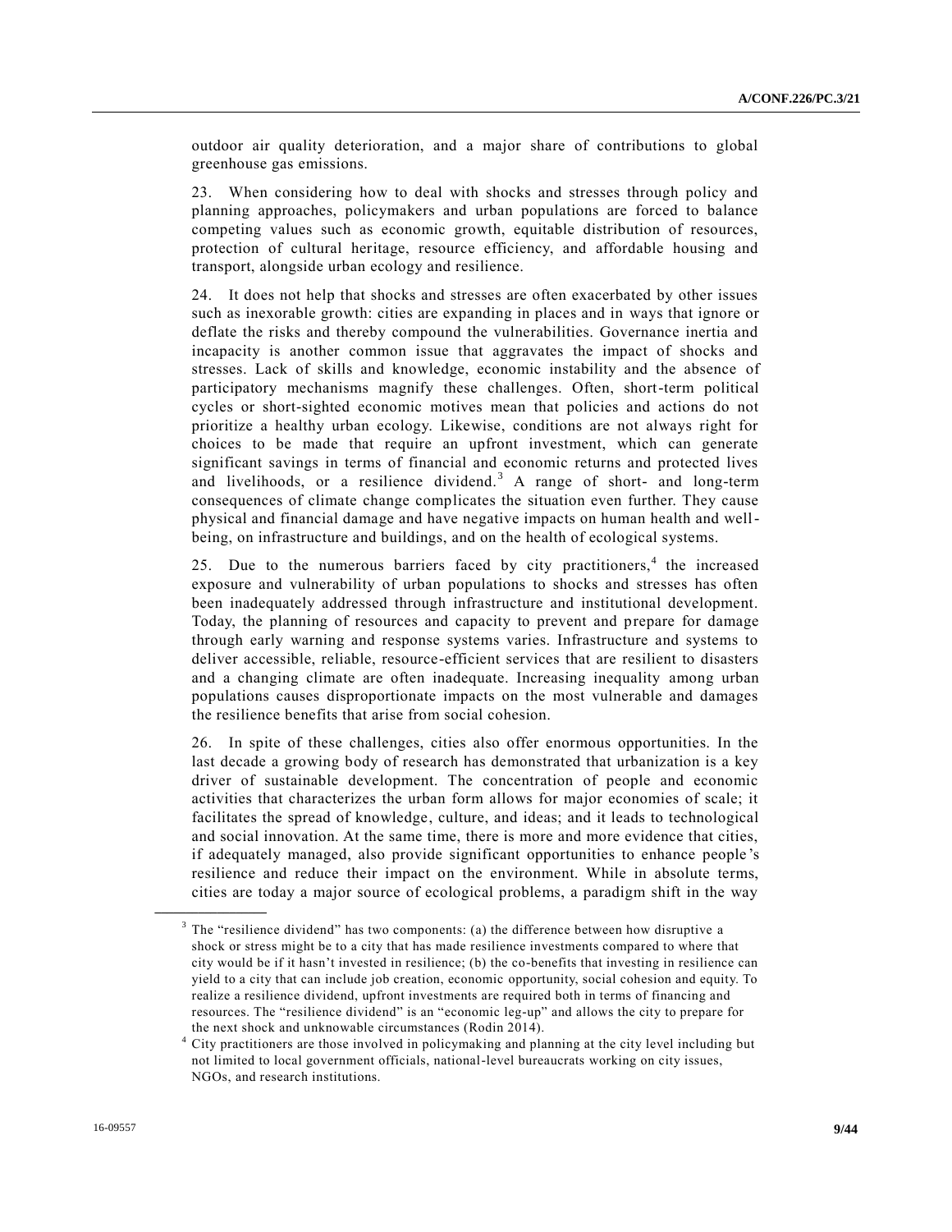outdoor air quality deterioration, and a major share of contributions to global greenhouse gas emissions.

23. When considering how to deal with shocks and stresses through policy and planning approaches, policymakers and urban populations are forced to balance competing values such as economic growth, equitable distribution of resources, protection of cultural heritage, resource efficiency, and affordable housing and transport, alongside urban ecology and resilience.

24. It does not help that shocks and stresses are often exacerbated by other issues such as inexorable growth: cities are expanding in places and in ways that ignore or deflate the risks and thereby compound the vulnerabilities. Governance inertia and incapacity is another common issue that aggravates the impact of shocks and stresses. Lack of skills and knowledge, economic instability and the absence of participatory mechanisms magnify these challenges. Often, short-term political cycles or short-sighted economic motives mean that policies and actions do not prioritize a healthy urban ecology. Likewise, conditions are not always right for choices to be made that require an upfront investment, which can generate significant savings in terms of financial and economic returns and protected lives and livelihoods, or a resilience dividend.[3] A range of short- and long-term consequences of climate change complicates the situation even further. They cause physical and financial damage and have negative impacts on human health and well-being, on infrastructure and buildings, and on the health of ecological systems.

25. Due to the numerous barriers faced by city practitioners,[4] the increased exposure and vulnerability of urban populations to shocks and stresses has often been inadequately addressed through infrastructure and institutional development. Today, the planning of resources and capacity to prevent and prepare for damage through early warning and response systems varies. Infrastructure and systems to deliver accessible, reliable, resource-efficient services that are resilient to disasters and a changing climate are often inadequate. Increasing inequality among urban populations causes disproportionate impacts on the most vulnerable and damages the resilience benefits that arise from social cohesion.

26. In spite of these challenges, cities also offer enormous opportunities. In the last decade a growing body of research has demonstrated that urbanization is a key driver of sustainable development. The concentration of people and economic activities that characterizes the urban form allows for major economies of scale; it facilitates the spread of knowledge, culture, and ideas; and it leads to technological and social innovation. At the same time, there is more and more evidence that cities, if adequately managed, also provide significant opportunities to enhance people's resilience and reduce their impact on the environment. While in absolute terms, cities are today a major source of ecological problems, a paradigm shift in the way

---

[3] The "resilience dividend" has two components: (a) the difference between how disruptive a shock or stress might be to a city that has made resilience investments compared to where that city would be if it hasn't invested in resilience; (b) the co-benefits that investing in resilience can yield to a city that can include job creation, economic opportunity, social cohesion and equity. To realize a resilience dividend, upfront investments are required both in terms of financing and resources. The "resilience dividend" is an "economic leg-up" and allows the city to prepare for the next shock and unknowable circumstances (Rodin 2014).

[4] City practitioners are those involved in policymaking and planning at the city level including but not limited to local government officials, national-level bureaucrats working on city issues, NGOs, and research institutions.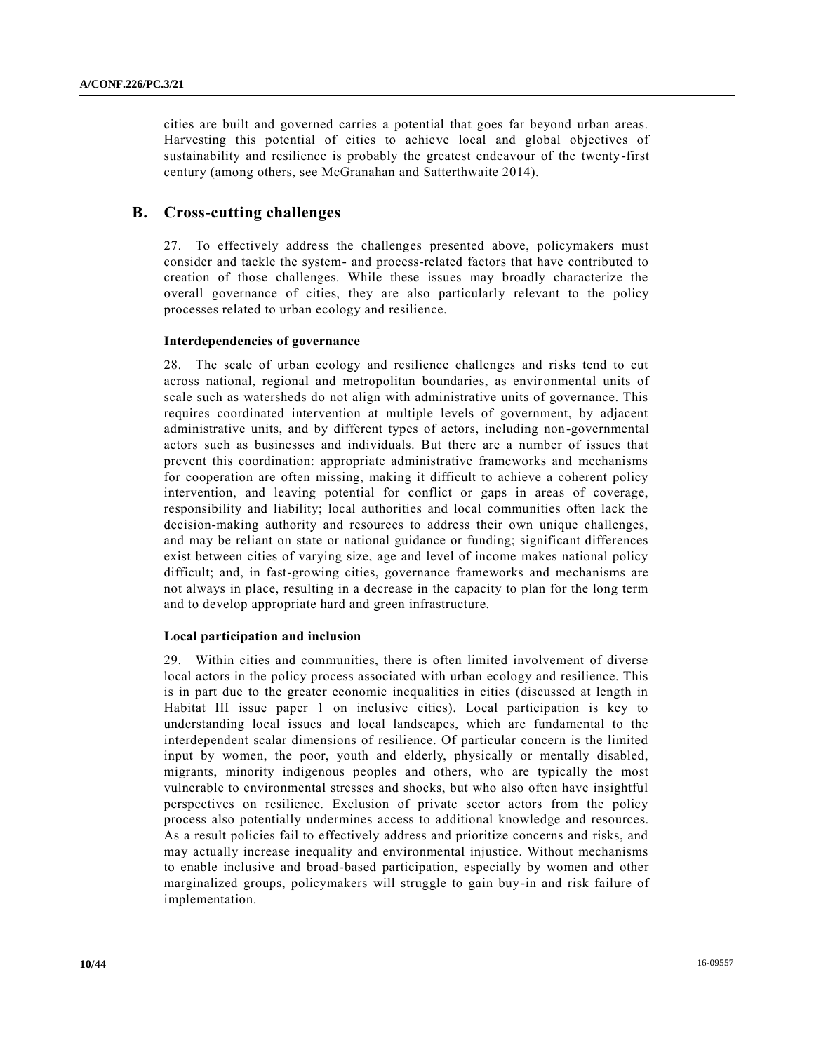cities are built and governed carries a potential that goes far beyond urban areas. Harvesting this potential of cities to achieve local and global objectives of sustainability and resilience is probably the greatest endeavour of the twenty-first century (among others, see McGranahan and Satterthwaite 2014).

## B. Cross-cutting challenges

27. To effectively address the challenges presented above, policymakers must consider and tackle the system- and process-related factors that have contributed to creation of those challenges. While these issues may broadly characterize the overall governance of cities, they are also particularly relevant to the policy processes related to urban ecology and resilience.

### Interdependencies of governance

28. The scale of urban ecology and resilience challenges and risks tend to cut across national, regional and metropolitan boundaries, as environmental units of scale such as watersheds do not align with administrative units of governance. This requires coordinated intervention at multiple levels of government, by adjacent administrative units, and by different types of actors, including non-governmental actors such as businesses and individuals. But there are a number of issues that prevent this coordination: appropriate administrative frameworks and mechanisms for cooperation are often missing, making it difficult to achieve a coherent policy intervention, and leaving potential for conflict or gaps in areas of coverage, responsibility and liability; local authorities and local communities often lack the decision-making authority and resources to address their own unique challenges, and may be reliant on state or national guidance or funding; significant differences exist between cities of varying size, age and level of income makes national policy difficult; and, in fast-growing cities, governance frameworks and mechanisms are not always in place, resulting in a decrease in the capacity to plan for the long term and to develop appropriate hard and green infrastructure.

### Local participation and inclusion

29. Within cities and communities, there is often limited involvement of diverse local actors in the policy process associated with urban ecology and resilience. This is in part due to the greater economic inequalities in cities (discussed at length in Habitat III issue paper 1 on inclusive cities). Local participation is key to understanding local issues and local landscapes, which are fundamental to the interdependent scalar dimensions of resilience. Of particular concern is the limited input by women, the poor, youth and elderly, physically or mentally disabled, migrants, minority indigenous peoples and others, who are typically the most vulnerable to environmental stresses and shocks, but who also often have insightful perspectives on resilience. Exclusion of private sector actors from the policy process also potentially undermines access to additional knowledge and resources. As a result policies fail to effectively address and prioritize concerns and risks, and may actually increase inequality and environmental injustice. Without mechanisms to enable inclusive and broad-based participation, especially by women and other marginalized groups, policymakers will struggle to gain buy-in and risk failure of implementation.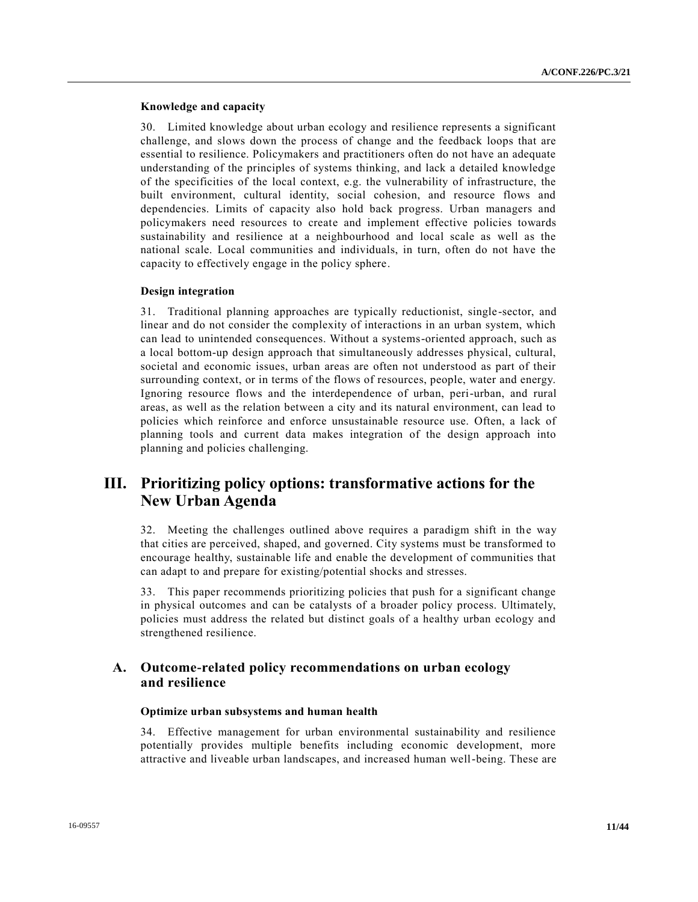**Knowledge and capacity**

30. Limited knowledge about urban ecology and resilience represents a significant challenge, and slows down the process of change and the feedback loops that are essential to resilience. Policymakers and practitioners often do not have an adequate understanding of the principles of systems thinking, and lack a detailed knowledge of the specificities of the local context, e.g. the vulnerability of infrastructure, the built environment, cultural identity, social cohesion, and resource flows and dependencies. Limits of capacity also hold back progress. Urban managers and policymakers need resources to create and implement effective policies towards sustainability and resilience at a neighbourhood and local scale as well as the national scale. Local communities and individuals, in turn, often do not have the capacity to effectively engage in the policy sphere.

**Design integration**

31. Traditional planning approaches are typically reductionist, single-sector, and linear and do not consider the complexity of interactions in an urban system, which can lead to unintended consequences. Without a systems-oriented approach, such as a local bottom-up design approach that simultaneously addresses physical, cultural, societal and economic issues, urban areas are often not understood as part of their surrounding context, or in terms of the flows of resources, people, water and energy. Ignoring resource flows and the interdependence of urban, peri-urban, and rural areas, as well as the relation between a city and its natural environment, can lead to policies which reinforce and enforce unsustainable resource use. Often, a lack of planning tools and current data makes integration of the design approach into planning and policies challenging.

# III. Prioritizing policy options: transformative actions for the New Urban Agenda

32. Meeting the challenges outlined above requires a paradigm shift in the way that cities are perceived, shaped, and governed. City systems must be transformed to encourage healthy, sustainable life and enable the development of communities that can adapt to and prepare for existing/potential shocks and stresses.

33. This paper recommends prioritizing policies that push for a significant change in physical outcomes and can be catalysts of a broader policy process. Ultimately, policies must address the related but distinct goals of a healthy urban ecology and strengthened resilience.

## A. Outcome-related policy recommendations on urban ecology and resilience

**Optimize urban subsystems and human health**

34. Effective management for urban environmental sustainability and resilience potentially provides multiple benefits including economic development, more attractive and liveable urban landscapes, and increased human well-being. These are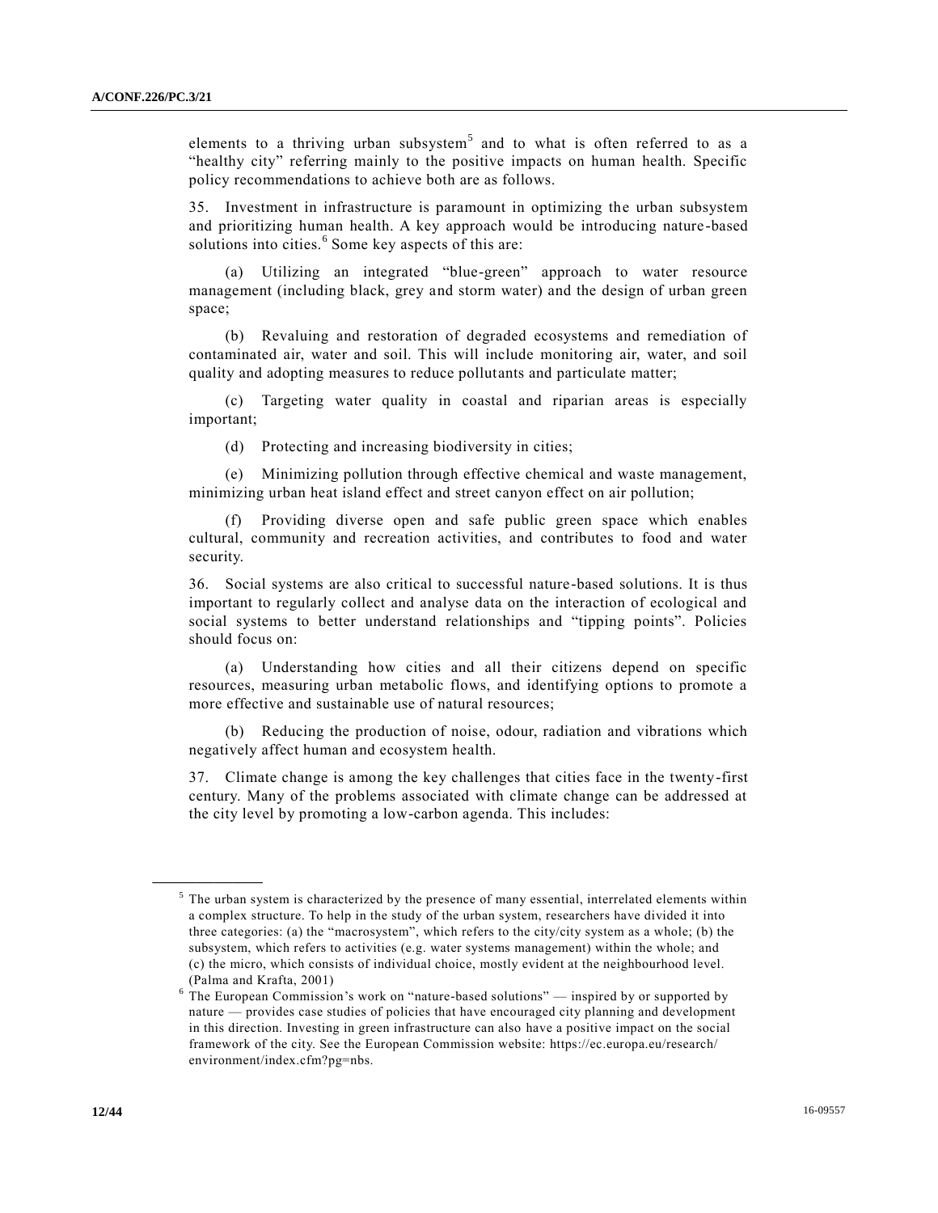elements to a thriving urban subsystem[5] and to what is often referred to as a "healthy city" referring mainly to the positive impacts on human health. Specific policy recommendations to achieve both are as follows.

35. Investment in infrastructure is paramount in optimizing the urban subsystem and prioritizing human health. A key approach would be introducing nature-based solutions into cities.[6] Some key aspects of this are:

(a) Utilizing an integrated "blue-green" approach to water resource management (including black, grey and storm water) and the design of urban green space;

(b) Revaluing and restoration of degraded ecosystems and remediation of contaminated air, water and soil. This will include monitoring air, water, and soil quality and adopting measures to reduce pollutants and particulate matter;

(c) Targeting water quality in coastal and riparian areas is especially important;

(d) Protecting and increasing biodiversity in cities;

(e) Minimizing pollution through effective chemical and waste management, minimizing urban heat island effect and street canyon effect on air pollution;

(f) Providing diverse open and safe public green space which enables cultural, community and recreation activities, and contributes to food and water security.

36. Social systems are also critical to successful nature-based solutions. It is thus important to regularly collect and analyse data on the interaction of ecological and social systems to better understand relationships and "tipping points". Policies should focus on:

(a) Understanding how cities and all their citizens depend on specific resources, measuring urban metabolic flows, and identifying options to promote a more effective and sustainable use of natural resources;

(b) Reducing the production of noise, odour, radiation and vibrations which negatively affect human and ecosystem health.

37. Climate change is among the key challenges that cities face in the twenty-first century. Many of the problems associated with climate change can be addressed at the city level by promoting a low-carbon agenda. This includes:

---

[5] The urban system is characterized by the presence of many essential, interrelated elements within a complex structure. To help in the study of the urban system, researchers have divided it into three categories: (a) the "macrosystem", which refers to the city/city system as a whole; (b) the subsystem, which refers to activities (e.g. water systems management) within the whole; and (c) the micro, which consists of individual choice, mostly evident at the neighbourhood level. (Palma and Krafta, 2001)

[6] The European Commission's work on "nature-based solutions" — inspired by or supported by nature — provides case studies of policies that have encouraged city planning and development in this direction. Investing in green infrastructure can also have a positive impact on the social framework of the city. See the European Commission website: https://ec.europa.eu/research/environment/index.cfm?pg=nbs.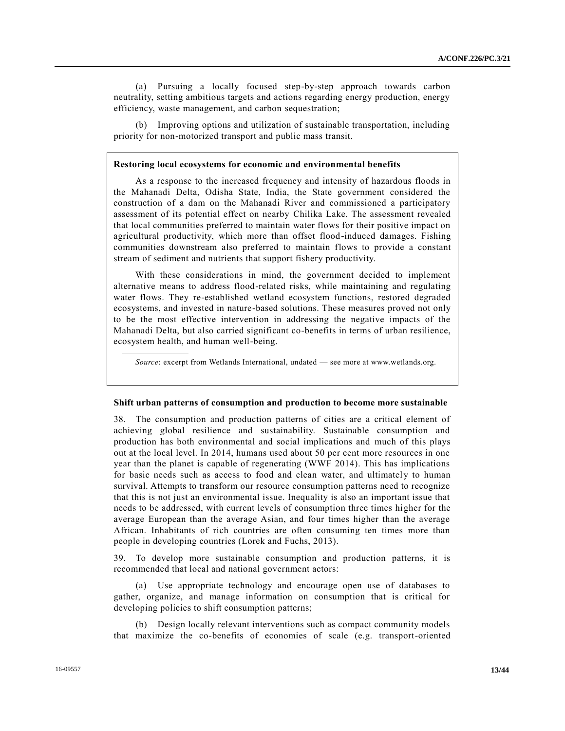(a) Pursuing a locally focused step-by-step approach towards carbon neutrality, setting ambitious targets and actions regarding energy production, energy efficiency, waste management, and carbon sequestration;

(b) Improving options and utilization of sustainable transportation, including priority for non-motorized transport and public mass transit.

**Restoring local ecosystems for economic and environmental benefits**

As a response to the increased frequency and intensity of hazardous floods in the Mahanadi Delta, Odisha State, India, the State government considered the construction of a dam on the Mahanadi River and commissioned a participatory assessment of its potential effect on nearby Chilika Lake. The assessment revealed that local communities preferred to maintain water flows for their positive impact on agricultural productivity, which more than offset flood-induced damages. Fishing communities downstream also preferred to maintain flows to provide a constant stream of sediment and nutrients that support fishery productivity.

With these considerations in mind, the government decided to implement alternative means to address flood-related risks, while maintaining and regulating water flows. They re-established wetland ecosystem functions, restored degraded ecosystems, and invested in nature-based solutions. These measures proved not only to be the most effective intervention in addressing the negative impacts of the Mahanadi Delta, but also carried significant co-benefits in terms of urban resilience, ecosystem health, and human well-being.

*Source*: excerpt from Wetlands International, undated — see more at www.wetlands.org.

**Shift urban patterns of consumption and production to become more sustainable**

38. The consumption and production patterns of cities are a critical element of achieving global resilience and sustainability. Sustainable consumption and production has both environmental and social implications and much of this plays out at the local level. In 2014, humans used about 50 per cent more resources in one year than the planet is capable of regenerating (WWF 2014). This has implications for basic needs such as access to food and clean water, and ultimately to human survival. Attempts to transform our resource consumption patterns need to recognize that this is not just an environmental issue. Inequality is also an important issue that needs to be addressed, with current levels of consumption three times higher for the average European than the average Asian, and four times higher than the average African. Inhabitants of rich countries are often consuming ten times more than people in developing countries (Lorek and Fuchs, 2013).

39. To develop more sustainable consumption and production patterns, it is recommended that local and national government actors:

(a) Use appropriate technology and encourage open use of databases to gather, organize, and manage information on consumption that is critical for developing policies to shift consumption patterns;

(b) Design locally relevant interventions such as compact community models that maximize the co-benefits of economies of scale (e.g. transport-oriented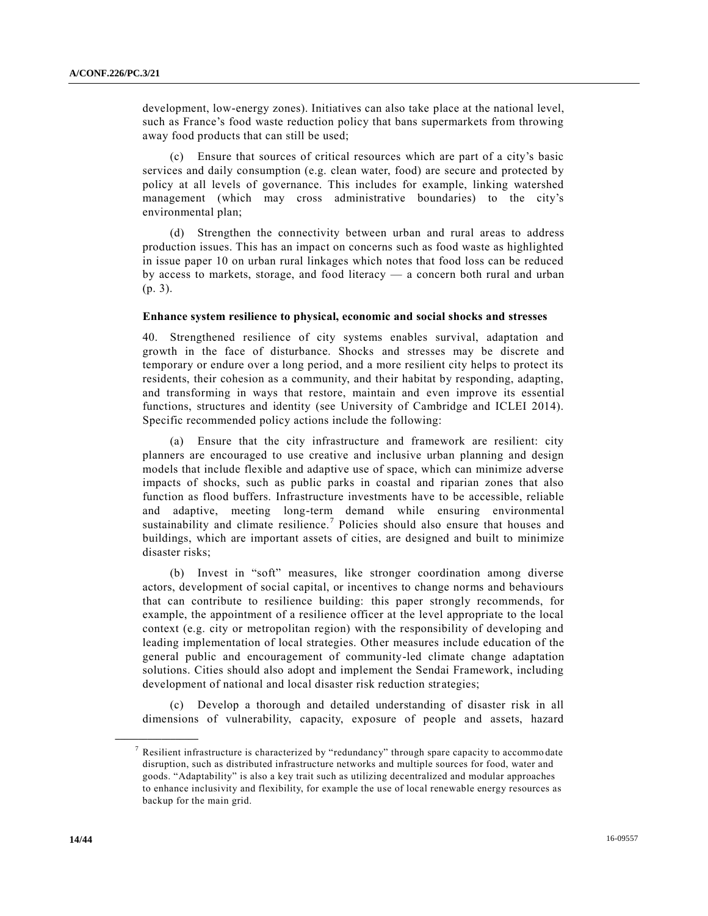development, low-energy zones). Initiatives can also take place at the national level, such as France's food waste reduction policy that bans supermarkets from throwing away food products that can still be used;

(c) Ensure that sources of critical resources which are part of a city's basic services and daily consumption (e.g. clean water, food) are secure and protected by policy at all levels of governance. This includes for example, linking watershed management (which may cross administrative boundaries) to the city's environmental plan;

(d) Strengthen the connectivity between urban and rural areas to address production issues. This has an impact on concerns such as food waste as highlighted in issue paper 10 on urban rural linkages which notes that food loss can be reduced by access to markets, storage, and food literacy — a concern both rural and urban (p. 3).

**Enhance system resilience to physical, economic and social shocks and stresses**

40. Strengthened resilience of city systems enables survival, adaptation and growth in the face of disturbance. Shocks and stresses may be discrete and temporary or endure over a long period, and a more resilient city helps to protect its residents, their cohesion as a community, and their habitat by responding, adapting, and transforming in ways that restore, maintain and even improve its essential functions, structures and identity (see University of Cambridge and ICLEI 2014). Specific recommended policy actions include the following:

(a) Ensure that the city infrastructure and framework are resilient: city planners are encouraged to use creative and inclusive urban planning and design models that include flexible and adaptive use of space, which can minimize adverse impacts of shocks, such as public parks in coastal and riparian zones that also function as flood buffers. Infrastructure investments have to be accessible, reliable and adaptive, meeting long-term demand while ensuring environmental sustainability and climate resilience.[7] Policies should also ensure that houses and buildings, which are important assets of cities, are designed and built to minimize disaster risks;

(b) Invest in "soft" measures, like stronger coordination among diverse actors, development of social capital, or incentives to change norms and behaviours that can contribute to resilience building: this paper strongly recommends, for example, the appointment of a resilience officer at the level appropriate to the local context (e.g. city or metropolitan region) with the responsibility of developing and leading implementation of local strategies. Other measures include education of the general public and encouragement of community-led climate change adaptation solutions. Cities should also adopt and implement the Sendai Framework, including development of national and local disaster risk reduction strategies;

(c) Develop a thorough and detailed understanding of disaster risk in all dimensions of vulnerability, capacity, exposure of people and assets, hazard

---

[7] Resilient infrastructure is characterized by "redundancy" through spare capacity to accommodate disruption, such as distributed infrastructure networks and multiple sources for food, water and goods. "Adaptability" is also a key trait such as utilizing decentralized and modular approaches to enhance inclusivity and flexibility, for example the use of local renewable energy resources as backup for the main grid.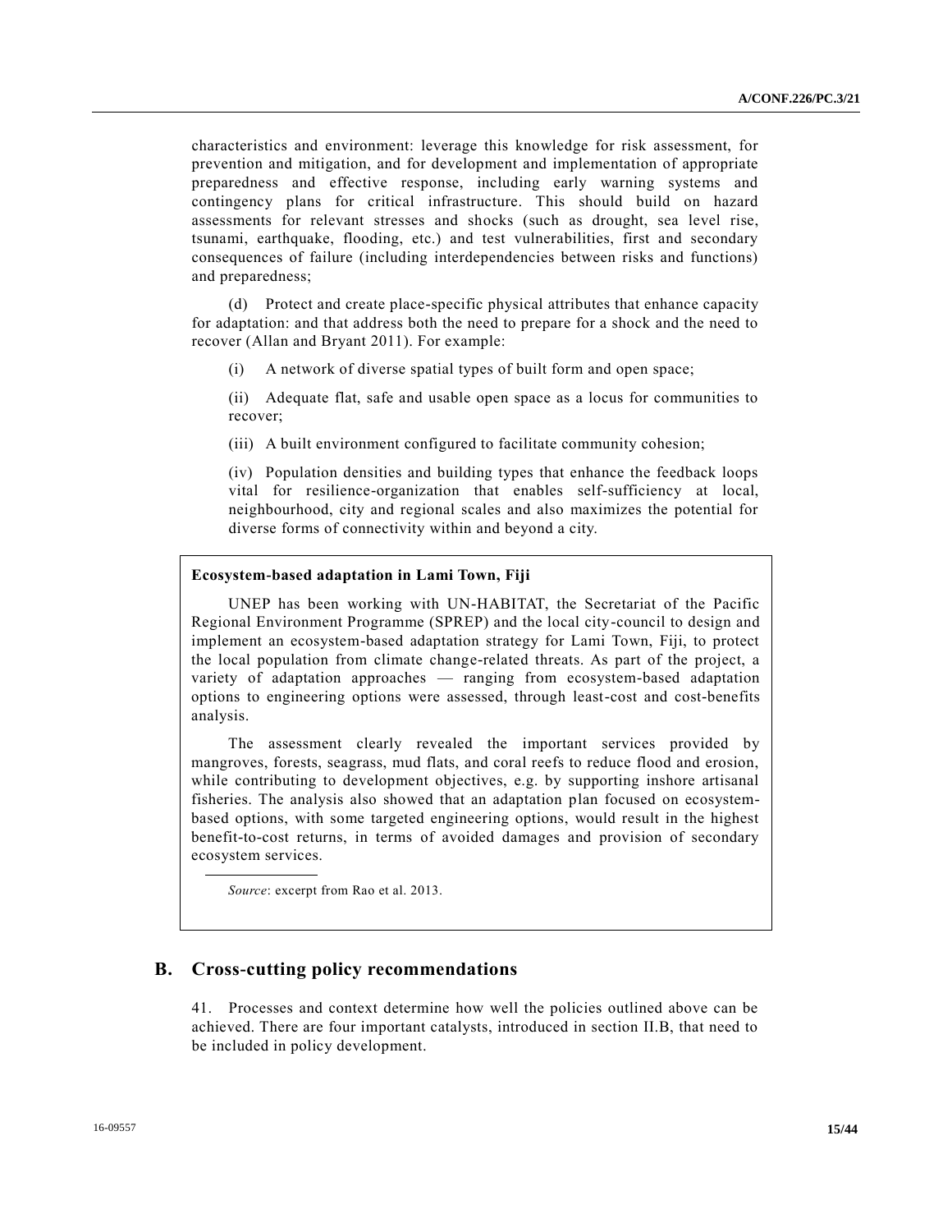characteristics and environment: leverage this knowledge for risk assessment, for prevention and mitigation, and for development and implementation of appropriate preparedness and effective response, including early warning systems and contingency plans for critical infrastructure. This should build on hazard assessments for relevant stresses and shocks (such as drought, sea level rise, tsunami, earthquake, flooding, etc.) and test vulnerabilities, first and secondary consequences of failure (including interdependencies between risks and functions) and preparedness;

(d) Protect and create place-specific physical attributes that enhance capacity for adaptation: and that address both the need to prepare for a shock and the need to recover (Allan and Bryant 2011). For example:

(i) A network of diverse spatial types of built form and open space;

(ii) Adequate flat, safe and usable open space as a locus for communities to recover;

(iii) A built environment configured to facilitate community cohesion;

(iv) Population densities and building types that enhance the feedback loops vital for resilience-organization that enables self-sufficiency at local, neighbourhood, city and regional scales and also maximizes the potential for diverse forms of connectivity within and beyond a city.

**Ecosystem-based adaptation in Lami Town, Fiji**

UNEP has been working with UN-HABITAT, the Secretariat of the Pacific Regional Environment Programme (SPREP) and the local city-council to design and implement an ecosystem-based adaptation strategy for Lami Town, Fiji, to protect the local population from climate change-related threats. As part of the project, a variety of adaptation approaches — ranging from ecosystem-based adaptation options to engineering options were assessed, through least-cost and cost-benefits analysis.

The assessment clearly revealed the important services provided by mangroves, forests, seagrass, mud flats, and coral reefs to reduce flood and erosion, while contributing to development objectives, e.g. by supporting inshore artisanal fisheries. The analysis also showed that an adaptation plan focused on ecosystem-based options, with some targeted engineering options, would result in the highest benefit-to-cost returns, in terms of avoided damages and provision of secondary ecosystem services.

*Source*: excerpt from Rao et al. 2013.

## B. Cross-cutting policy recommendations

41. Processes and context determine how well the policies outlined above can be achieved. There are four important catalysts, introduced in section II.B, that need to be included in policy development.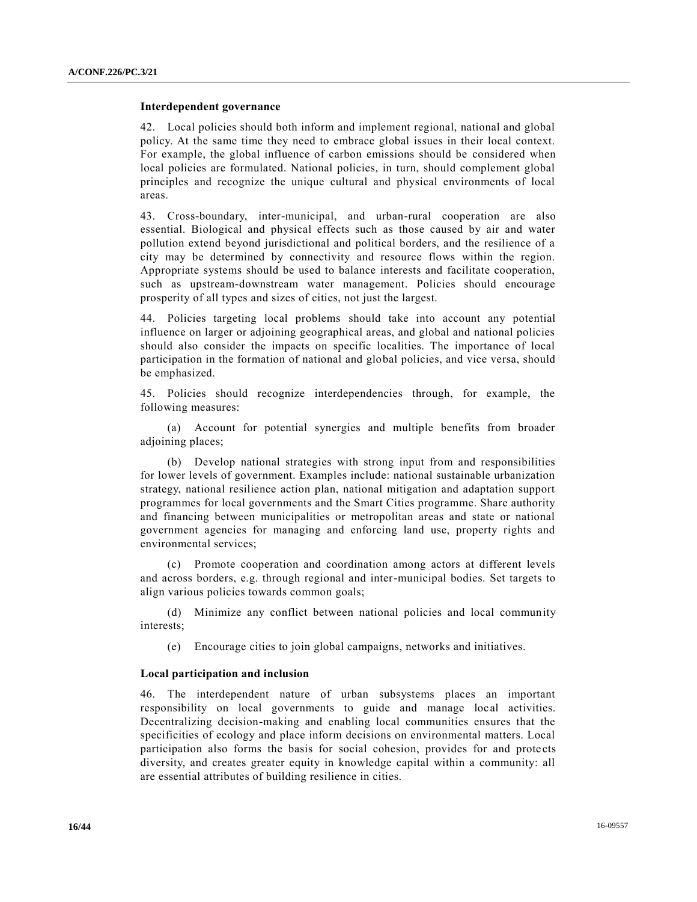**Interdependent governance**

42. Local policies should both inform and implement regional, national and global policy. At the same time they need to embrace global issues in their local context. For example, the global influence of carbon emissions should be considered when local policies are formulated. National policies, in turn, should complement global principles and recognize the unique cultural and physical environments of local areas.

43. Cross-boundary, inter-municipal, and urban-rural cooperation are also essential. Biological and physical effects such as those caused by air and water pollution extend beyond jurisdictional and political borders, and the resilience of a city may be determined by connectivity and resource flows within the region. Appropriate systems should be used to balance interests and facilitate cooperation, such as upstream-downstream water management. Policies should encourage prosperity of all types and sizes of cities, not just the largest.

44. Policies targeting local problems should take into account any potential influence on larger or adjoining geographical areas, and global and national policies should also consider the impacts on specific localities. The importance of local participation in the formation of national and global policies, and vice versa, should be emphasized.

45. Policies should recognize interdependencies through, for example, the following measures:

(a) Account for potential synergies and multiple benefits from broader adjoining places;

(b) Develop national strategies with strong input from and responsibilities for lower levels of government. Examples include: national sustainable urbanization strategy, national resilience action plan, national mitigation and adaptation support programmes for local governments and the Smart Cities programme. Share authority and financing between municipalities or metropolitan areas and state or national government agencies for managing and enforcing land use, property rights and environmental services;

(c) Promote cooperation and coordination among actors at different levels and across borders, e.g. through regional and inter-municipal bodies. Set targets to align various policies towards common goals;

(d) Minimize any conflict between national policies and local community interests;

(e) Encourage cities to join global campaigns, networks and initiatives.

**Local participation and inclusion**

46. The interdependent nature of urban subsystems places an important responsibility on local governments to guide and manage local activities. Decentralizing decision-making and enabling local communities ensures that the specificities of ecology and place inform decisions on environmental matters. Local participation also forms the basis for social cohesion, provides for and protects diversity, and creates greater equity in knowledge capital within a community: all are essential attributes of building resilience in cities.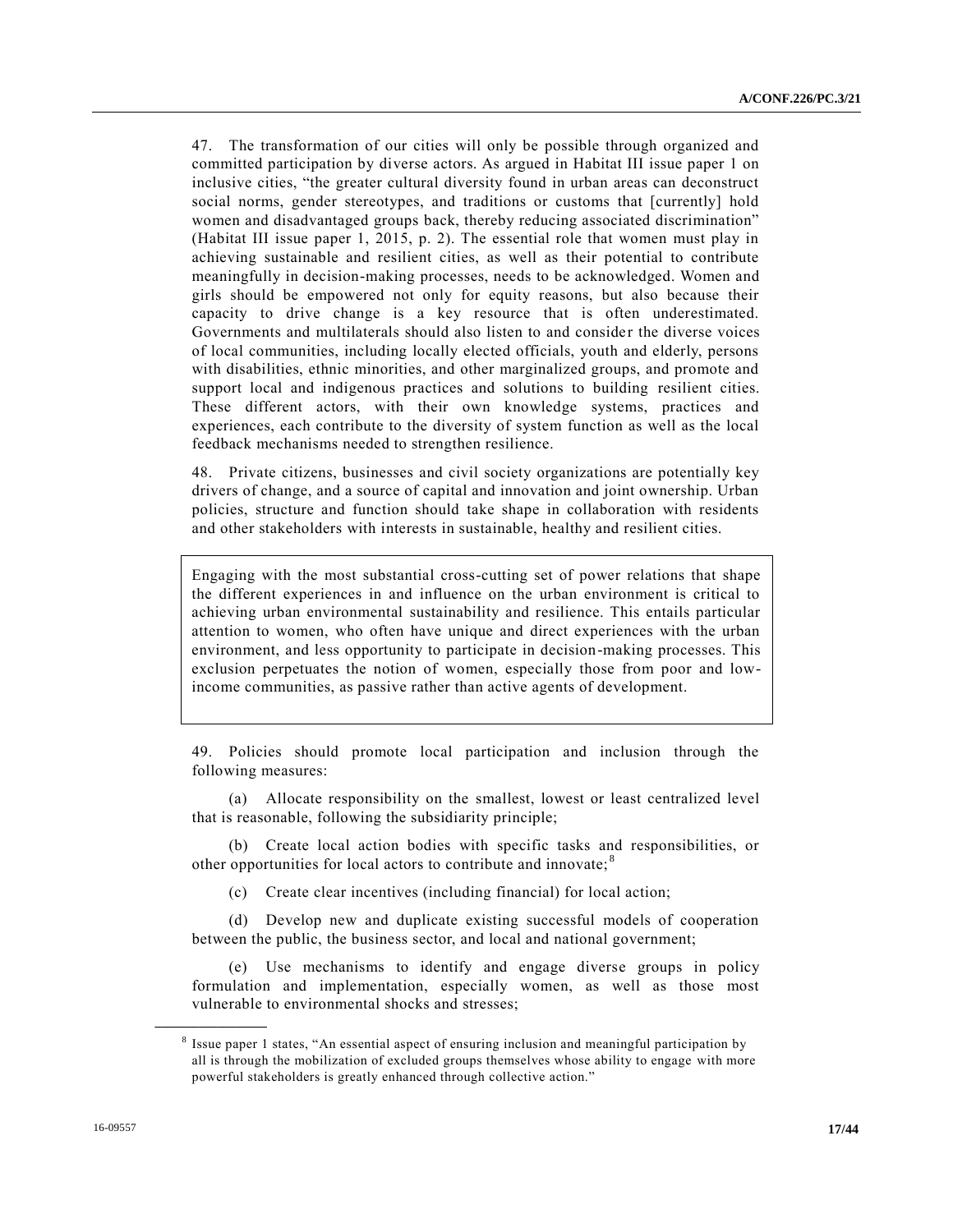47. The transformation of our cities will only be possible through organized and committed participation by diverse actors. As argued in Habitat III issue paper 1 on inclusive cities, "the greater cultural diversity found in urban areas can deconstruct social norms, gender stereotypes, and traditions or customs that [currently] hold women and disadvantaged groups back, thereby reducing associated discrimination" (Habitat III issue paper 1, 2015, p. 2). The essential role that women must play in achieving sustainable and resilient cities, as well as their potential to contribute meaningfully in decision-making processes, needs to be acknowledged. Women and girls should be empowered not only for equity reasons, but also because their capacity to drive change is a key resource that is often underestimated. Governments and multilaterals should also listen to and consider the diverse voices of local communities, including locally elected officials, youth and elderly, persons with disabilities, ethnic minorities, and other marginalized groups, and promote and support local and indigenous practices and solutions to building resilient cities. These different actors, with their own knowledge systems, practices and experiences, each contribute to the diversity of system function as well as the local feedback mechanisms needed to strengthen resilience.

48. Private citizens, businesses and civil society organizations are potentially key drivers of change, and a source of capital and innovation and joint ownership. Urban policies, structure and function should take shape in collaboration with residents and other stakeholders with interests in sustainable, healthy and resilient cities.

> Engaging with the most substantial cross-cutting set of power relations that shape the different experiences in and influence on the urban environment is critical to achieving urban environmental sustainability and resilience. This entails particular attention to women, who often have unique and direct experiences with the urban environment, and less opportunity to participate in decision-making processes. This exclusion perpetuates the notion of women, especially those from poor and low-income communities, as passive rather than active agents of development.

49. Policies should promote local participation and inclusion through the following measures:

(a) Allocate responsibility on the smallest, lowest or least centralized level that is reasonable, following the subsidiarity principle;

(b) Create local action bodies with specific tasks and responsibilities, or other opportunities for local actors to contribute and innovate;[8]

(c) Create clear incentives (including financial) for local action;

(d) Develop new and duplicate existing successful models of cooperation between the public, the business sector, and local and national government;

(e) Use mechanisms to identify and engage diverse groups in policy formulation and implementation, especially women, as well as those most vulnerable to environmental shocks and stresses;

---

[8] Issue paper 1 states, "An essential aspect of ensuring inclusion and meaningful participation by all is through the mobilization of excluded groups themselves whose ability to engage with more powerful stakeholders is greatly enhanced through collective action."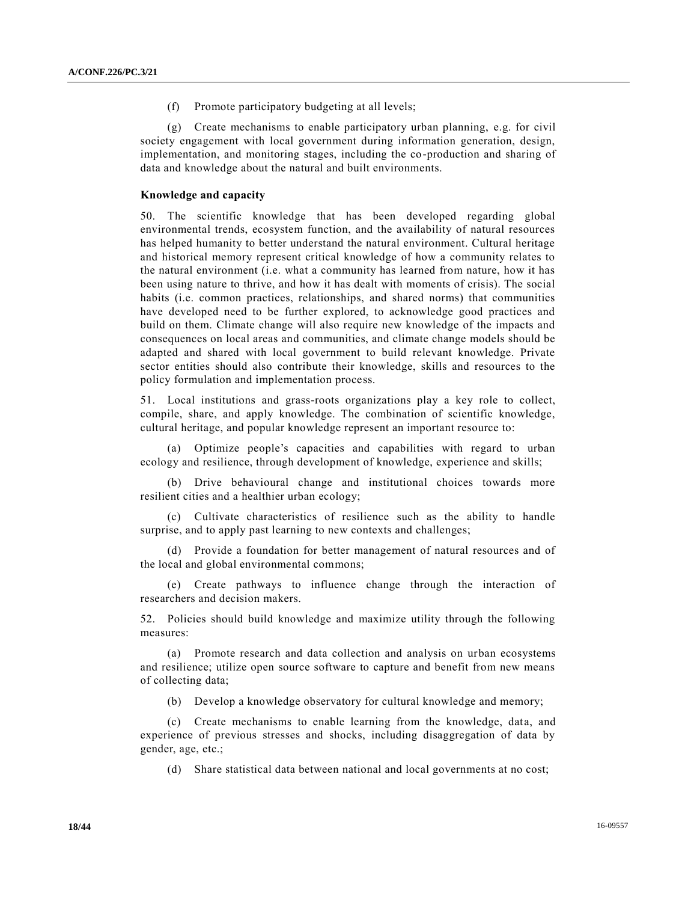(f) Promote participatory budgeting at all levels;

(g) Create mechanisms to enable participatory urban planning, e.g. for civil society engagement with local government during information generation, design, implementation, and monitoring stages, including the co-production and sharing of data and knowledge about the natural and built environments.

**Knowledge and capacity**

50. The scientific knowledge that has been developed regarding global environmental trends, ecosystem function, and the availability of natural resources has helped humanity to better understand the natural environment. Cultural heritage and historical memory represent critical knowledge of how a community relates to the natural environment (i.e. what a community has learned from nature, how it has been using nature to thrive, and how it has dealt with moments of crisis). The social habits (i.e. common practices, relationships, and shared norms) that communities have developed need to be further explored, to acknowledge good practices and build on them. Climate change will also require new knowledge of the impacts and consequences on local areas and communities, and climate change models should be adapted and shared with local government to build relevant knowledge. Private sector entities should also contribute their knowledge, skills and resources to the policy formulation and implementation process.

51. Local institutions and grass-roots organizations play a key role to collect, compile, share, and apply knowledge. The combination of scientific knowledge, cultural heritage, and popular knowledge represent an important resource to:

(a) Optimize people's capacities and capabilities with regard to urban ecology and resilience, through development of knowledge, experience and skills;

(b) Drive behavioural change and institutional choices towards more resilient cities and a healthier urban ecology;

(c) Cultivate characteristics of resilience such as the ability to handle surprise, and to apply past learning to new contexts and challenges;

(d) Provide a foundation for better management of natural resources and of the local and global environmental commons;

(e) Create pathways to influence change through the interaction of researchers and decision makers.

52. Policies should build knowledge and maximize utility through the following measures:

(a) Promote research and data collection and analysis on urban ecosystems and resilience; utilize open source software to capture and benefit from new means of collecting data;

(b) Develop a knowledge observatory for cultural knowledge and memory;

(c) Create mechanisms to enable learning from the knowledge, data, and experience of previous stresses and shocks, including disaggregation of data by gender, age, etc.;

(d) Share statistical data between national and local governments at no cost;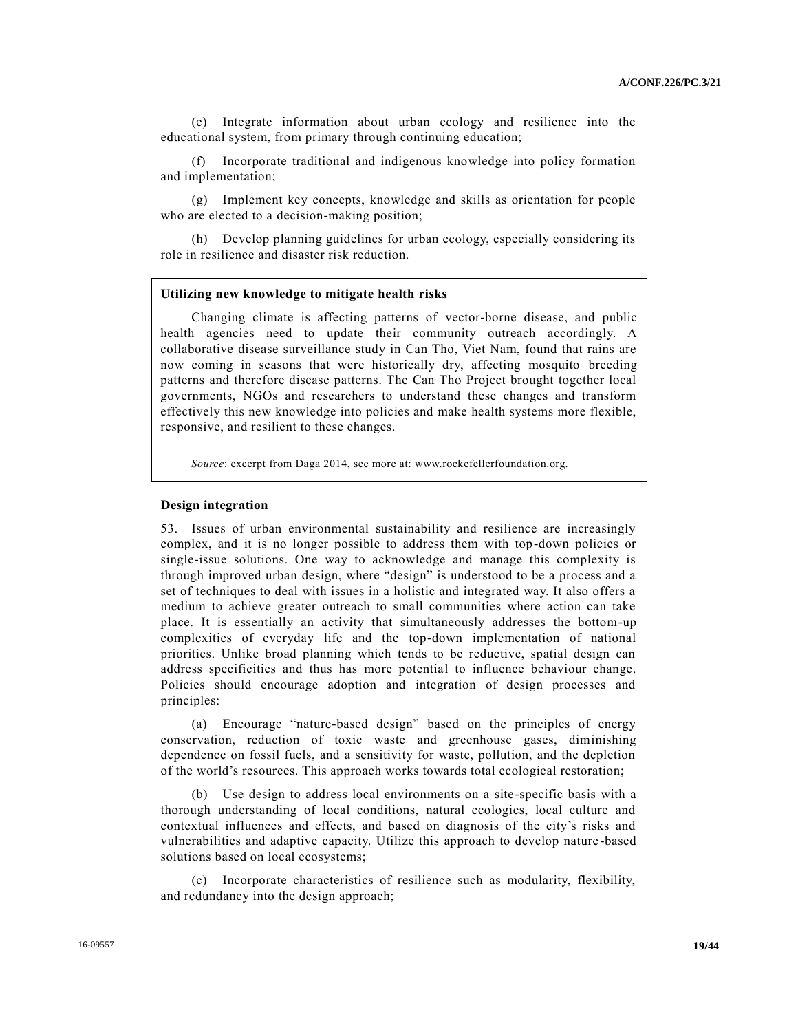(e) Integrate information about urban ecology and resilience into the educational system, from primary through continuing education;

(f) Incorporate traditional and indigenous knowledge into policy formation and implementation;

(g) Implement key concepts, knowledge and skills as orientation for people who are elected to a decision-making position;

(h) Develop planning guidelines for urban ecology, especially considering its role in resilience and disaster risk reduction.

**Utilizing new knowledge to mitigate health risks**

Changing climate is affecting patterns of vector-borne disease, and public health agencies need to update their community outreach accordingly. A collaborative disease surveillance study in Can Tho, Viet Nam, found that rains are now coming in seasons that were historically dry, affecting mosquito breeding patterns and therefore disease patterns. The Can Tho Project brought together local governments, NGOs and researchers to understand these changes and transform effectively this new knowledge into policies and make health systems more flexible, responsive, and resilient to these changes.

*Source*: excerpt from Daga 2014, see more at: www.rockefellerfoundation.org.

**Design integration**

53. Issues of urban environmental sustainability and resilience are increasingly complex, and it is no longer possible to address them with top-down policies or single-issue solutions. One way to acknowledge and manage this complexity is through improved urban design, where "design" is understood to be a process and a set of techniques to deal with issues in a holistic and integrated way. It also offers a medium to achieve greater outreach to small communities where action can take place. It is essentially an activity that simultaneously addresses the bottom-up complexities of everyday life and the top-down implementation of national priorities. Unlike broad planning which tends to be reductive, spatial design can address specificities and thus has more potential to influence behaviour change. Policies should encourage adoption and integration of design processes and principles:

(a) Encourage "nature-based design" based on the principles of energy conservation, reduction of toxic waste and greenhouse gases, diminishing dependence on fossil fuels, and a sensitivity for waste, pollution, and the depletion of the world's resources. This approach works towards total ecological restoration;

(b) Use design to address local environments on a site-specific basis with a thorough understanding of local conditions, natural ecologies, local culture and contextual influences and effects, and based on diagnosis of the city's risks and vulnerabilities and adaptive capacity. Utilize this approach to develop nature-based solutions based on local ecosystems;

(c) Incorporate characteristics of resilience such as modularity, flexibility, and redundancy into the design approach;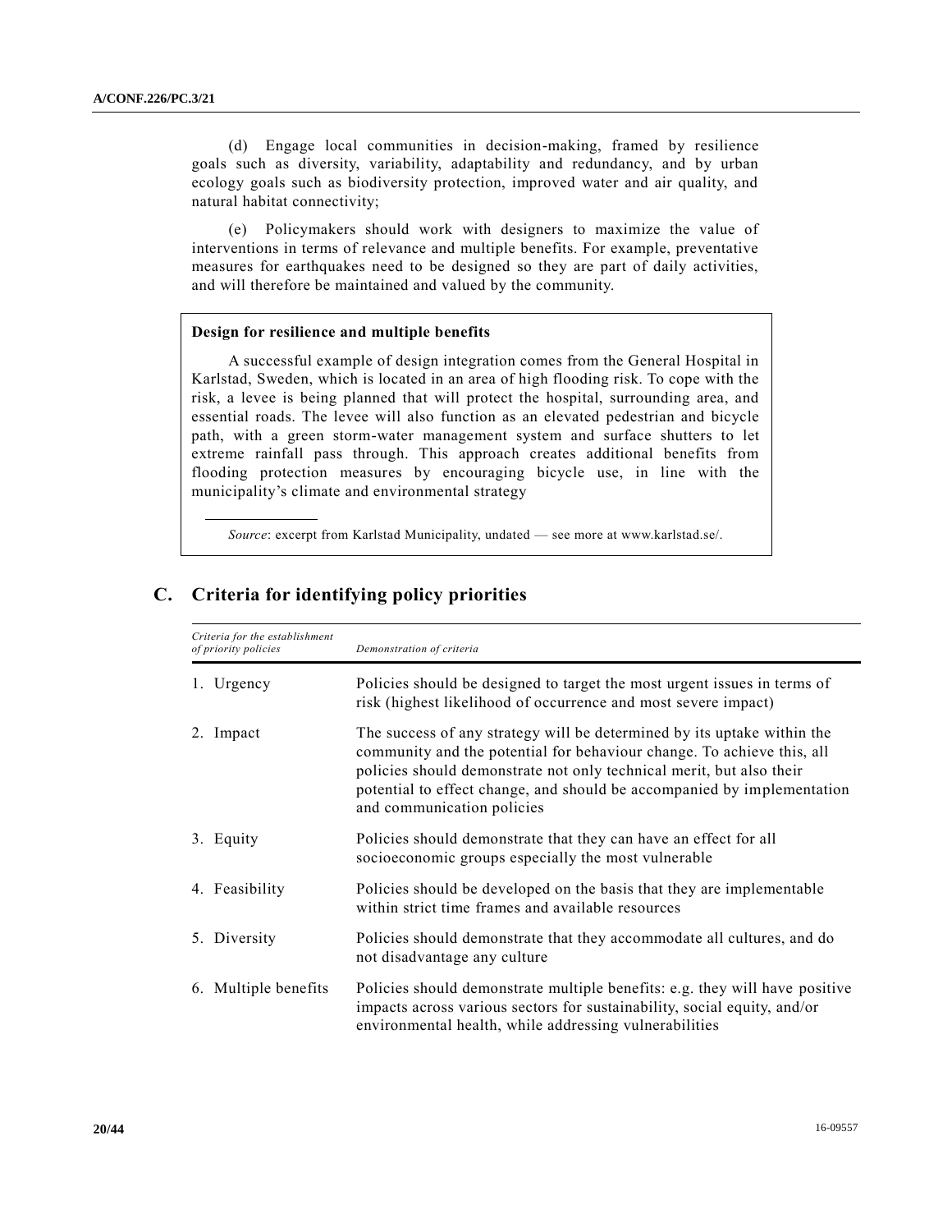(d) Engage local communities in decision-making, framed by resilience goals such as diversity, variability, adaptability and redundancy, and by urban ecology goals such as biodiversity protection, improved water and air quality, and natural habitat connectivity;

(e) Policymakers should work with designers to maximize the value of interventions in terms of relevance and multiple benefits. For example, preventative measures for earthquakes need to be designed so they are part of daily activities, and will therefore be maintained and valued by the community.

**Design for resilience and multiple benefits**

A successful example of design integration comes from the General Hospital in Karlstad, Sweden, which is located in an area of high flooding risk. To cope with the risk, a levee is being planned that will protect the hospital, surrounding area, and essential roads. The levee will also function as an elevated pedestrian and bicycle path, with a green storm-water management system and surface shutters to let extreme rainfall pass through. This approach creates additional benefits from flooding protection measures by encouraging bicycle use, in line with the municipality's climate and environmental strategy

*Source*: excerpt from Karlstad Municipality, undated — see more at www.karlstad.se/.

## C. Criteria for identifying policy priorities

| *Criteria for the establishment of priority policies* | *Demonstration of criteria* |
|---|---|
| 1. Urgency | Policies should be designed to target the most urgent issues in terms of risk (highest likelihood of occurrence and most severe impact) |
| 2. Impact | The success of any strategy will be determined by its uptake within the community and the potential for behaviour change. To achieve this, all policies should demonstrate not only technical merit, but also their potential to effect change, and should be accompanied by implementation and communication policies |
| 3. Equity | Policies should demonstrate that they can have an effect for all socioeconomic groups especially the most vulnerable |
| 4. Feasibility | Policies should be developed on the basis that they are implementable within strict time frames and available resources |
| 5. Diversity | Policies should demonstrate that they accommodate all cultures, and do not disadvantage any culture |
| 6. Multiple benefits | Policies should demonstrate multiple benefits: e.g. they will have positive impacts across various sectors for sustainability, social equity, and/or environmental health, while addressing vulnerabilities |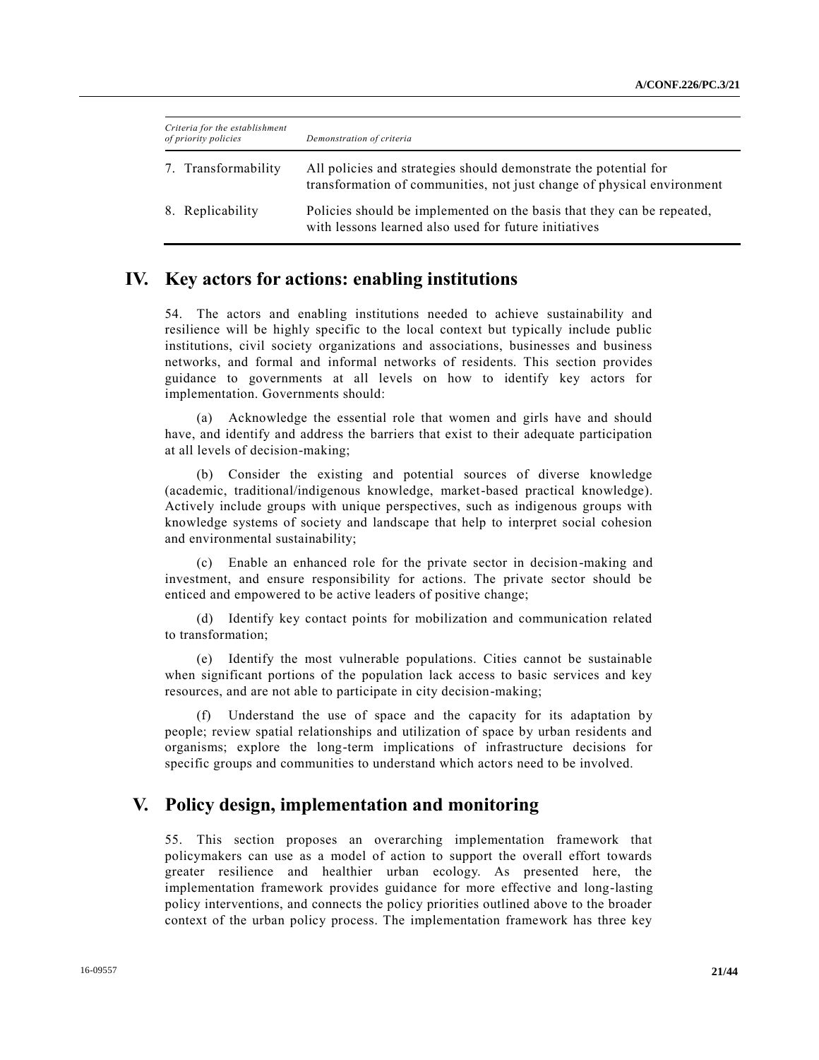| *Criteria for the establishment of priority policies* | *Demonstration of criteria* |
| --- | --- |
| 7. Transformability | All policies and strategies should demonstrate the potential for transformation of communities, not just change of physical environment |
| 8. Replicability | Policies should be implemented on the basis that they can be repeated, with lessons learned also used for future initiatives |

# IV. Key actors for actions: enabling institutions

54. The actors and enabling institutions needed to achieve sustainability and resilience will be highly specific to the local context but typically include public institutions, civil society organizations and associations, businesses and business networks, and formal and informal networks of residents. This section provides guidance to governments at all levels on how to identify key actors for implementation. Governments should:

(a) Acknowledge the essential role that women and girls have and should have, and identify and address the barriers that exist to their adequate participation at all levels of decision-making;

(b) Consider the existing and potential sources of diverse knowledge (academic, traditional/indigenous knowledge, market-based practical knowledge). Actively include groups with unique perspectives, such as indigenous groups with knowledge systems of society and landscape that help to interpret social cohesion and environmental sustainability;

(c) Enable an enhanced role for the private sector in decision-making and investment, and ensure responsibility for actions. The private sector should be enticed and empowered to be active leaders of positive change;

(d) Identify key contact points for mobilization and communication related to transformation;

(e) Identify the most vulnerable populations. Cities cannot be sustainable when significant portions of the population lack access to basic services and key resources, and are not able to participate in city decision-making;

(f) Understand the use of space and the capacity for its adaptation by people; review spatial relationships and utilization of space by urban residents and organisms; explore the long-term implications of infrastructure decisions for specific groups and communities to understand which actors need to be involved.

# V. Policy design, implementation and monitoring

55. This section proposes an overarching implementation framework that policymakers can use as a model of action to support the overall effort towards greater resilience and healthier urban ecology. As presented here, the implementation framework provides guidance for more effective and long-lasting policy interventions, and connects the policy priorities outlined above to the broader context of the urban policy process. The implementation framework has three key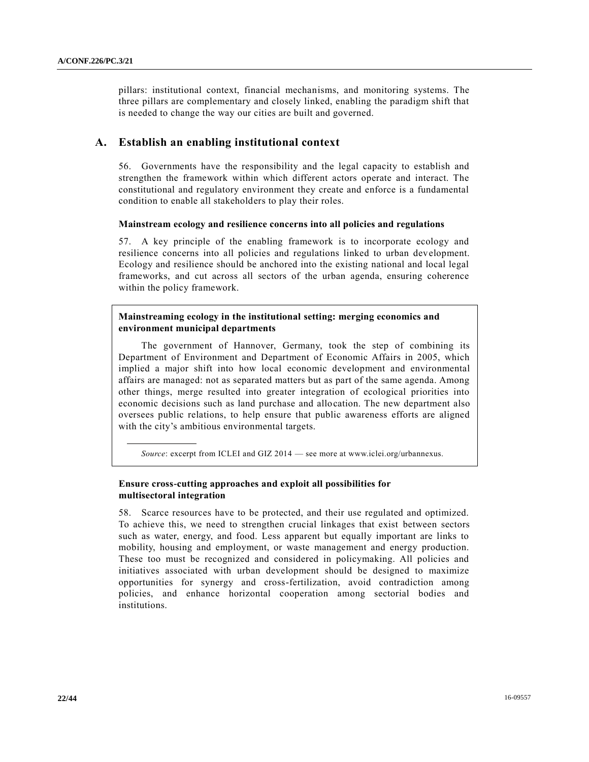pillars: institutional context, financial mechanisms, and monitoring systems. The three pillars are complementary and closely linked, enabling the paradigm shift that is needed to change the way our cities are built and governed.

## A. Establish an enabling institutional context

56. Governments have the responsibility and the legal capacity to establish and strengthen the framework within which different actors operate and interact. The constitutional and regulatory environment they create and enforce is a fundamental condition to enable all stakeholders to play their roles.

### Mainstream ecology and resilience concerns into all policies and regulations

57. A key principle of the enabling framework is to incorporate ecology and resilience concerns into all policies and regulations linked to urban development. Ecology and resilience should be anchored into the existing national and local legal frameworks, and cut across all sectors of the urban agenda, ensuring coherence within the policy framework.

> **Mainstreaming ecology in the institutional setting: merging economics and environment municipal departments**
>
> The government of Hannover, Germany, took the step of combining its Department of Environment and Department of Economic Affairs in 2005, which implied a major shift into how local economic development and environmental affairs are managed: not as separated matters but as part of the same agenda. Among other things, merge resulted into greater integration of ecological priorities into economic decisions such as land purchase and allocation. The new department also oversees public relations, to help ensure that public awareness efforts are aligned with the city's ambitious environmental targets.
>
> *Source*: excerpt from ICLEI and GIZ 2014 — see more at www.iclei.org/urbannexus.

### Ensure cross-cutting approaches and exploit all possibilities for multisectoral integration

58. Scarce resources have to be protected, and their use regulated and optimized. To achieve this, we need to strengthen crucial linkages that exist between sectors such as water, energy, and food. Less apparent but equally important are links to mobility, housing and employment, or waste management and energy production. These too must be recognized and considered in policymaking. All policies and initiatives associated with urban development should be designed to maximize opportunities for synergy and cross-fertilization, avoid contradiction among policies, and enhance horizontal cooperation among sectorial bodies and institutions.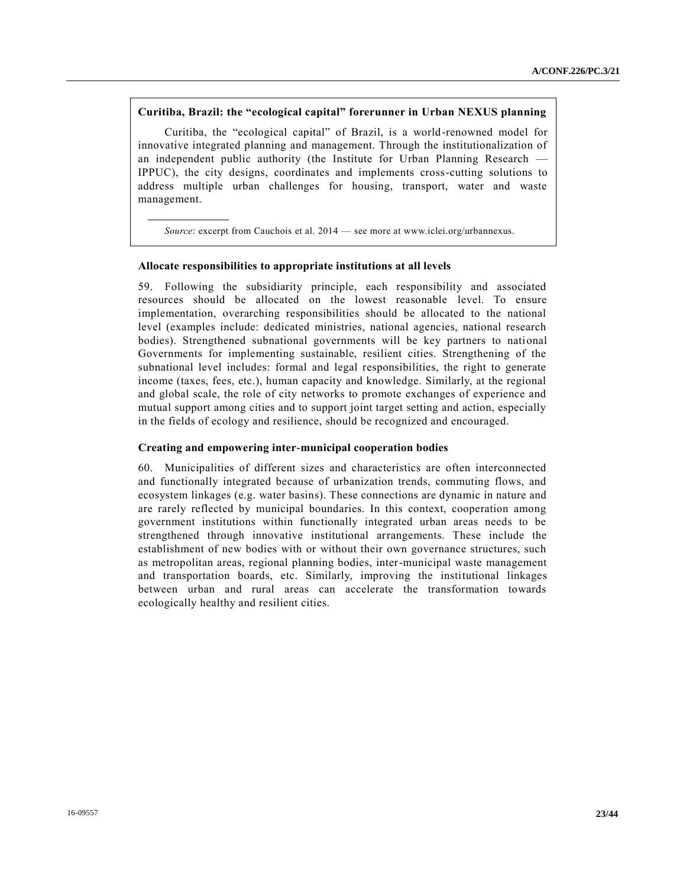**Curitiba, Brazil: the "ecological capital" forerunner in Urban NEXUS planning**

Curitiba, the "ecological capital" of Brazil, is a world-renowned model for innovative integrated planning and management. Through the institutionalization of an independent public authority (the Institute for Urban Planning Research — IPPUC), the city designs, coordinates and implements cross-cutting solutions to address multiple urban challenges for housing, transport, water and waste management.

*Source*: excerpt from Cauchois et al. 2014 — see more at www.iclei.org/urbannexus.

### Allocate responsibilities to appropriate institutions at all levels

59. Following the subsidiarity principle, each responsibility and associated resources should be allocated on the lowest reasonable level. To ensure implementation, overarching responsibilities should be allocated to the national level (examples include: dedicated ministries, national agencies, national research bodies). Strengthened subnational governments will be key partners to national Governments for implementing sustainable, resilient cities. Strengthening of the subnational level includes: formal and legal responsibilities, the right to generate income (taxes, fees, etc.), human capacity and knowledge. Similarly, at the regional and global scale, the role of city networks to promote exchanges of experience and mutual support among cities and to support joint target setting and action, especially in the fields of ecology and resilience, should be recognized and encouraged.

### Creating and empowering inter-municipal cooperation bodies

60. Municipalities of different sizes and characteristics are often interconnected and functionally integrated because of urbanization trends, commuting flows, and ecosystem linkages (e.g. water basins). These connections are dynamic in nature and are rarely reflected by municipal boundaries. In this context, cooperation among government institutions within functionally integrated urban areas needs to be strengthened through innovative institutional arrangements. These include the establishment of new bodies with or without their own governance structures, such as metropolitan areas, regional planning bodies, inter-municipal waste management and transportation boards, etc. Similarly, improving the institutional linkages between urban and rural areas can accelerate the transformation towards ecologically healthy and resilient cities.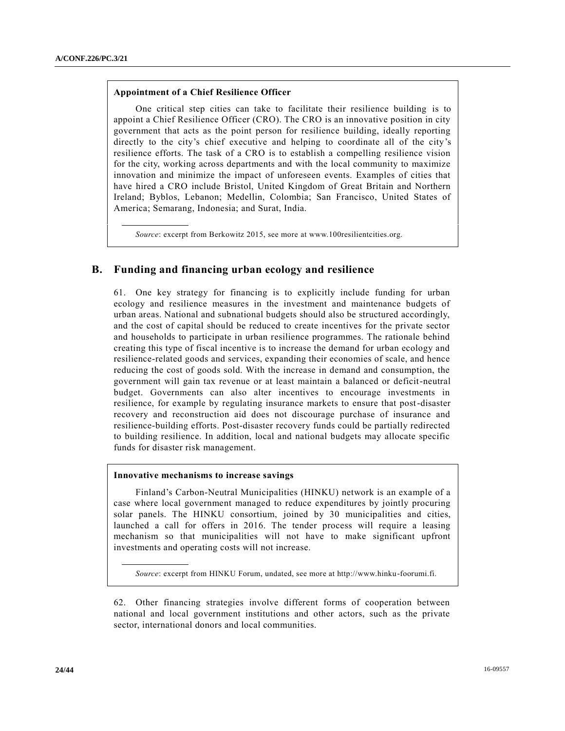**Appointment of a Chief Resilience Officer**

One critical step cities can take to facilitate their resilience building is to appoint a Chief Resilience Officer (CRO). The CRO is an innovative position in city government that acts as the point person for resilience building, ideally reporting directly to the city's chief executive and helping to coordinate all of the city's resilience efforts. The task of a CRO is to establish a compelling resilience vision for the city, working across departments and with the local community to maximize innovation and minimize the impact of unforeseen events. Examples of cities that have hired a CRO include Bristol, United Kingdom of Great Britain and Northern Ireland; Byblos, Lebanon; Medellin, Colombia; San Francisco, United States of America; Semarang, Indonesia; and Surat, India.

*Source*: excerpt from Berkowitz 2015, see more at www.100resilientcities.org.

## B. Funding and financing urban ecology and resilience

61. One key strategy for financing is to explicitly include funding for urban ecology and resilience measures in the investment and maintenance budgets of urban areas. National and subnational budgets should also be structured accordingly, and the cost of capital should be reduced to create incentives for the private sector and households to participate in urban resilience programmes. The rationale behind creating this type of fiscal incentive is to increase the demand for urban ecology and resilience-related goods and services, expanding their economies of scale, and hence reducing the cost of goods sold. With the increase in demand and consumption, the government will gain tax revenue or at least maintain a balanced or deficit-neutral budget. Governments can also alter incentives to encourage investments in resilience, for example by regulating insurance markets to ensure that post-disaster recovery and reconstruction aid does not discourage purchase of insurance and resilience-building efforts. Post-disaster recovery funds could be partially redirected to building resilience. In addition, local and national budgets may allocate specific funds for disaster risk management.

**Innovative mechanisms to increase savings**

Finland's Carbon-Neutral Municipalities (HINKU) network is an example of a case where local government managed to reduce expenditures by jointly procuring solar panels. The HINKU consortium, joined by 30 municipalities and cities, launched a call for offers in 2016. The tender process will require a leasing mechanism so that municipalities will not have to make significant upfront investments and operating costs will not increase.

*Source*: excerpt from HINKU Forum, undated, see more at http://www.hinku-foorumi.fi.

62. Other financing strategies involve different forms of cooperation between national and local government institutions and other actors, such as the private sector, international donors and local communities.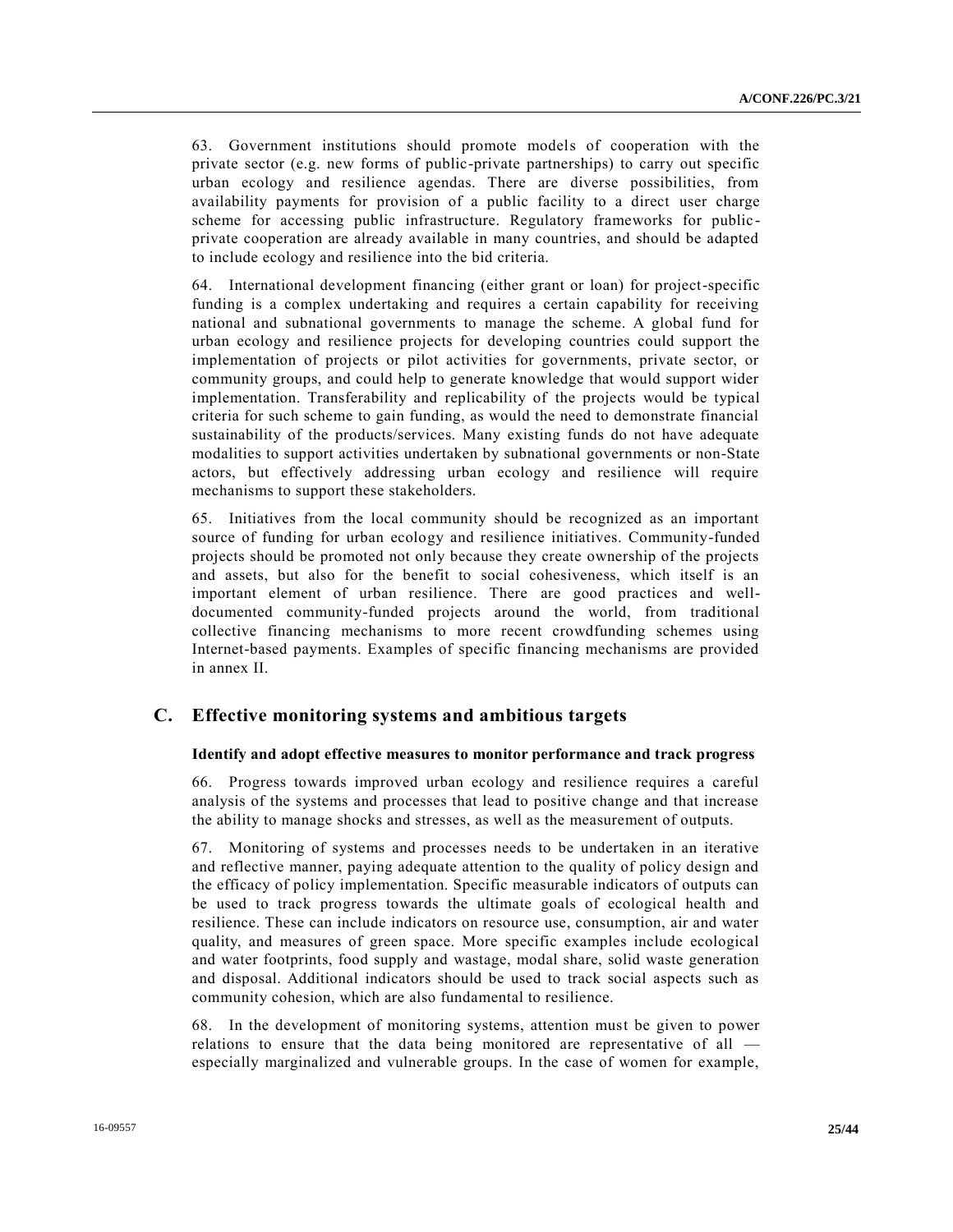63. Government institutions should promote models of cooperation with the private sector (e.g. new forms of public-private partnerships) to carry out specific urban ecology and resilience agendas. There are diverse possibilities, from availability payments for provision of a public facility to a direct user charge scheme for accessing public infrastructure. Regulatory frameworks for public-private cooperation are already available in many countries, and should be adapted to include ecology and resilience into the bid criteria.

64. International development financing (either grant or loan) for project-specific funding is a complex undertaking and requires a certain capability for receiving national and subnational governments to manage the scheme. A global fund for urban ecology and resilience projects for developing countries could support the implementation of projects or pilot activities for governments, private sector, or community groups, and could help to generate knowledge that would support wider implementation. Transferability and replicability of the projects would be typical criteria for such scheme to gain funding, as would the need to demonstrate financial sustainability of the products/services. Many existing funds do not have adequate modalities to support activities undertaken by subnational governments or non-State actors, but effectively addressing urban ecology and resilience will require mechanisms to support these stakeholders.

65. Initiatives from the local community should be recognized as an important source of funding for urban ecology and resilience initiatives. Community-funded projects should be promoted not only because they create ownership of the projects and assets, but also for the benefit to social cohesiveness, which itself is an important element of urban resilience. There are good practices and well-documented community-funded projects around the world, from traditional collective financing mechanisms to more recent crowdfunding schemes using Internet-based payments. Examples of specific financing mechanisms are provided in annex II.

## C. Effective monitoring systems and ambitious targets

### Identify and adopt effective measures to monitor performance and track progress

66. Progress towards improved urban ecology and resilience requires a careful analysis of the systems and processes that lead to positive change and that increase the ability to manage shocks and stresses, as well as the measurement of outputs.

67. Monitoring of systems and processes needs to be undertaken in an iterative and reflective manner, paying adequate attention to the quality of policy design and the efficacy of policy implementation. Specific measurable indicators of outputs can be used to track progress towards the ultimate goals of ecological health and resilience. These can include indicators on resource use, consumption, air and water quality, and measures of green space. More specific examples include ecological and water footprints, food supply and wastage, modal share, solid waste generation and disposal. Additional indicators should be used to track social aspects such as community cohesion, which are also fundamental to resilience.

68. In the development of monitoring systems, attention must be given to power relations to ensure that the data being monitored are representative of all — especially marginalized and vulnerable groups. In the case of women for example,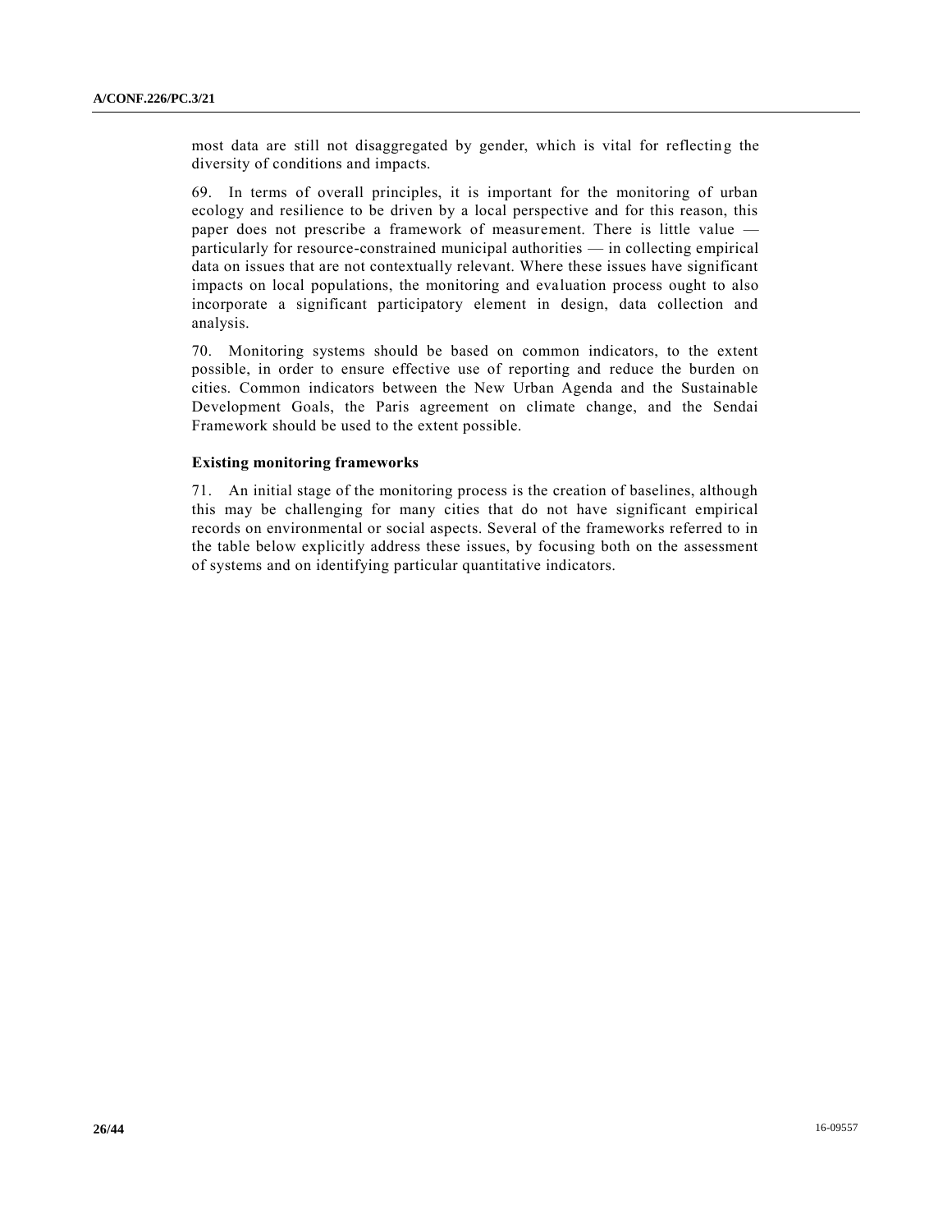most data are still not disaggregated by gender, which is vital for reflecting the diversity of conditions and impacts.

69. In terms of overall principles, it is important for the monitoring of urban ecology and resilience to be driven by a local perspective and for this reason, this paper does not prescribe a framework of measurement. There is little value — particularly for resource-constrained municipal authorities — in collecting empirical data on issues that are not contextually relevant. Where these issues have significant impacts on local populations, the monitoring and evaluation process ought to also incorporate a significant participatory element in design, data collection and analysis.

70. Monitoring systems should be based on common indicators, to the extent possible, in order to ensure effective use of reporting and reduce the burden on cities. Common indicators between the New Urban Agenda and the Sustainable Development Goals, the Paris agreement on climate change, and the Sendai Framework should be used to the extent possible.

**Existing monitoring frameworks**

71. An initial stage of the monitoring process is the creation of baselines, although this may be challenging for many cities that do not have significant empirical records on environmental or social aspects. Several of the frameworks referred to in the table below explicitly address these issues, by focusing both on the assessment of systems and on identifying particular quantitative indicators.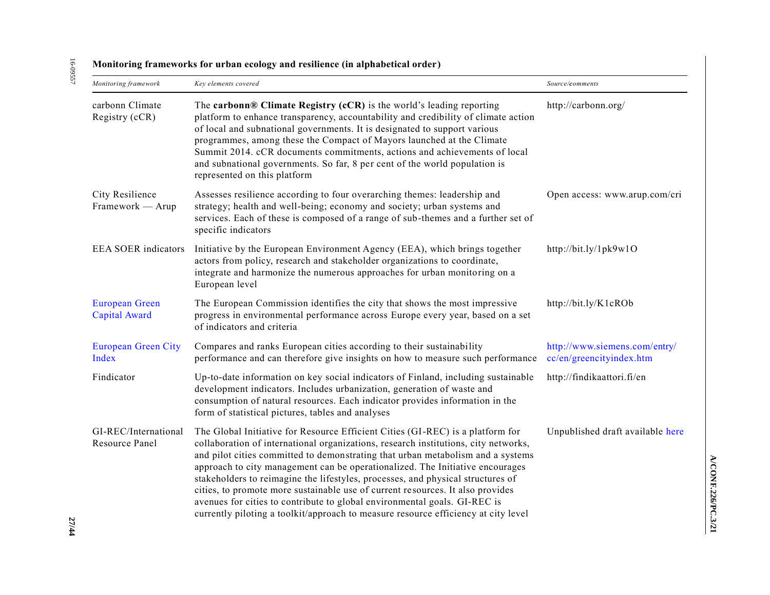**Monitoring frameworks for urban ecology and resilience (in alphabetical order)**

| *Monitoring framework* | *Key elements covered* | *Source/comments* |
|---|---|---|
| carbonn Climate Registry (cCR) | The **carbonn® Climate Registry (cCR)** is the world's leading reporting platform to enhance transparency, accountability and credibility of climate action of local and subnational governments. It is designated to support various programmes, among these the Compact of Mayors launched at the Climate Summit 2014. cCR documents commitments, actions and achievements of local and subnational governments. So far, 8 per cent of the world population is represented on this platform | http://carbonn.org/ |
| City Resilience Framework — Arup | Assesses resilience according to four overarching themes: leadership and strategy; health and well-being; economy and society; urban systems and services. Each of these is composed of a range of sub-themes and a further set of specific indicators | Open access: www.arup.com/cri |
| EEA SOER indicators | Initiative by the European Environment Agency (EEA), which brings together actors from policy, research and stakeholder organizations to coordinate, integrate and harmonize the numerous approaches for urban monitoring on a European level | http://bit.ly/1pk9w1O |
| European Green Capital Award | The European Commission identifies the city that shows the most impressive progress in environmental performance across Europe every year, based on a set of indicators and criteria | http://bit.ly/K1cROb |
| European Green City Index | Compares and ranks European cities according to their sustainability performance and can therefore give insights on how to measure such performance | http://www.siemens.com/entry/cc/en/greencityindex.htm |
| Findicator | Up-to-date information on key social indicators of Finland, including sustainable development indicators. Includes urbanization, generation of waste and consumption of natural resources. Each indicator provides information in the form of statistical pictures, tables and analyses | http://findikaattori.fi/en |
| GI-REC/International Resource Panel | The Global Initiative for Resource Efficient Cities (GI-REC) is a platform for collaboration of international organizations, research institutions, city networks, and pilot cities committed to demonstrating that urban metabolism and a systems approach to city management can be operationalized. The Initiative encourages stakeholders to reimagine the lifestyles, processes, and physical structures of cities, to promote more sustainable use of current resources. It also provides avenues for cities to contribute to global environmental goals. GI-REC is currently piloting a toolkit/approach to measure resource efficiency at city level | Unpublished draft available here |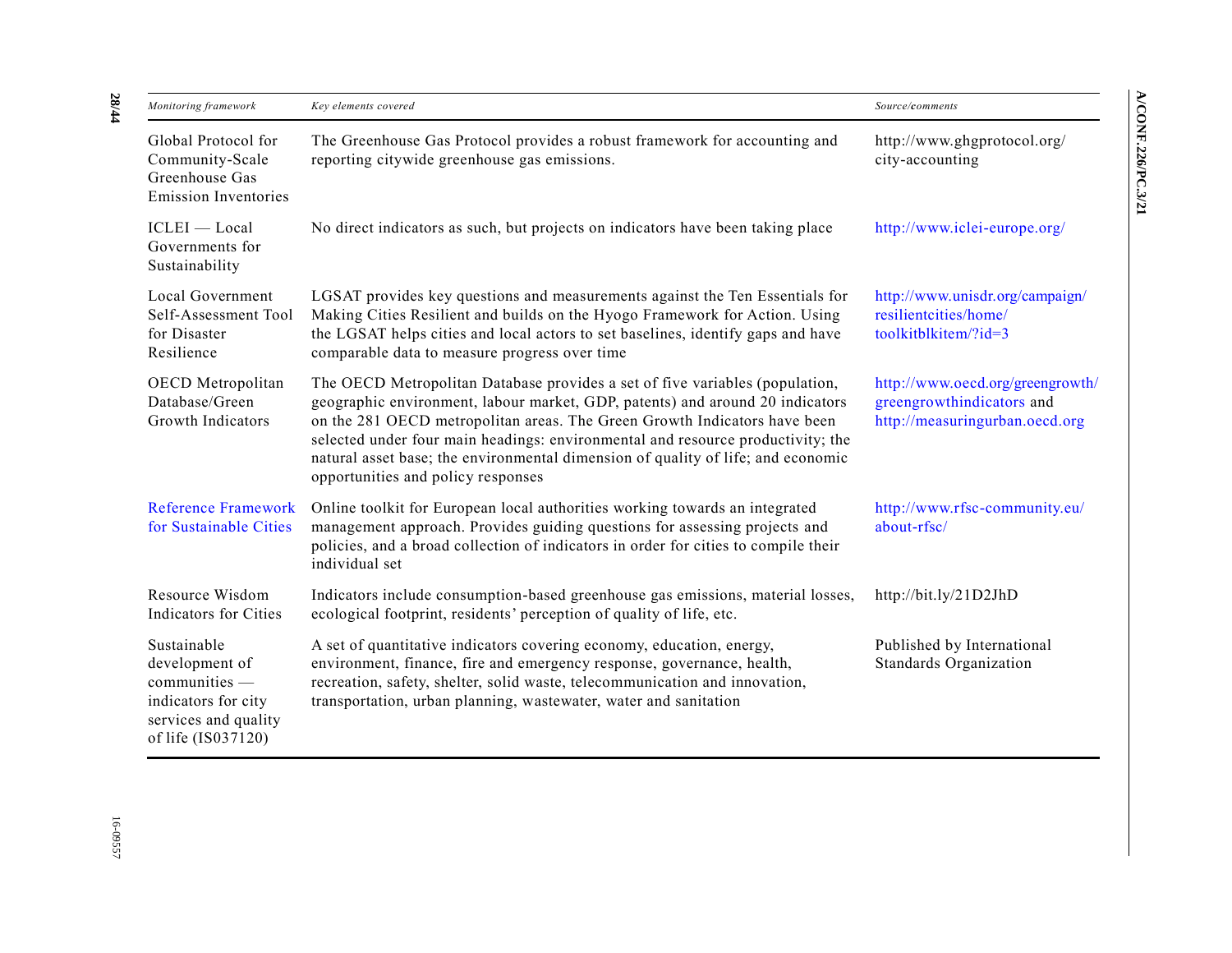| Monitoring framework | Key elements covered | Source/comments |
| --- | --- | --- |
| Global Protocol for Community-Scale Greenhouse Gas Emission Inventories | The Greenhouse Gas Protocol provides a robust framework for accounting and reporting citywide greenhouse gas emissions. | http://www.ghgprotocol.org/city-accounting |
| ICLEI — Local Governments for Sustainability | No direct indicators as such, but projects on indicators have been taking place | http://www.iclei-europe.org/ |
| Local Government Self-Assessment Tool for Disaster Resilience | LGSAT provides key questions and measurements against the Ten Essentials for Making Cities Resilient and builds on the Hyogo Framework for Action. Using the LGSAT helps cities and local actors to set baselines, identify gaps and have comparable data to measure progress over time | http://www.unisdr.org/campaign/resilientcities/home/toolkitblkitem/?id=3 |
| OECD Metropolitan Database/Green Growth Indicators | The OECD Metropolitan Database provides a set of five variables (population, geographic environment, labour market, GDP, patents) and around 20 indicators on the 281 OECD metropolitan areas. The Green Growth Indicators have been selected under four main headings: environmental and resource productivity; the natural asset base; the environmental dimension of quality of life; and economic opportunities and policy responses | http://www.oecd.org/greengrowth/greengrowthindicators and http://measuringurban.oecd.org |
| Reference Framework for Sustainable Cities | Online toolkit for European local authorities working towards an integrated management approach. Provides guiding questions for assessing projects and policies, and a broad collection of indicators in order for cities to compile their individual set | http://www.rfsc-community.eu/about-rfsc/ |
| Resource Wisdom Indicators for Cities | Indicators include consumption-based greenhouse gas emissions, material losses, ecological footprint, residents' perception of quality of life, etc. | http://bit.ly/21D2JhD |
| Sustainable development of communities — indicators for city services and quality of life (IS037120) | A set of quantitative indicators covering economy, education, energy, environment, finance, fire and emergency response, governance, health, recreation, safety, shelter, solid waste, telecommunication and innovation, transportation, urban planning, wastewater, water and sanitation | Published by International Standards Organization |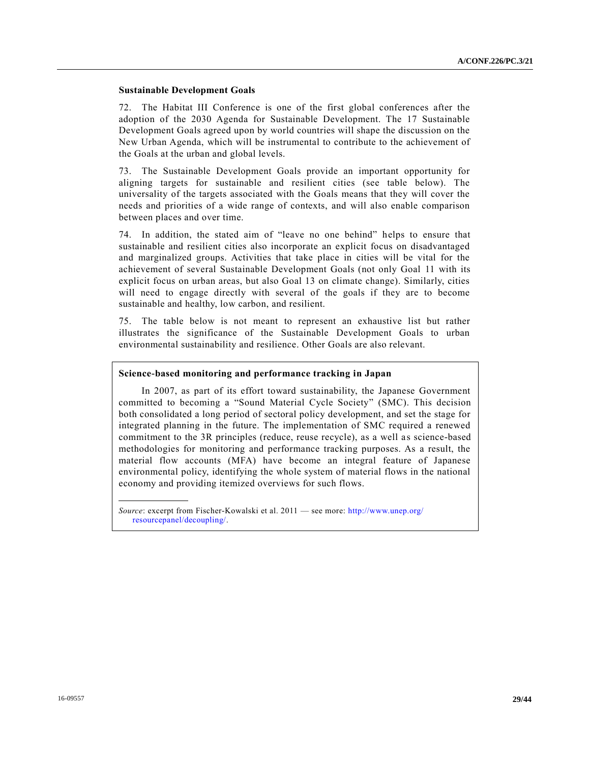**Sustainable Development Goals**

72. The Habitat III Conference is one of the first global conferences after the adoption of the 2030 Agenda for Sustainable Development. The 17 Sustainable Development Goals agreed upon by world countries will shape the discussion on the New Urban Agenda, which will be instrumental to contribute to the achievement of the Goals at the urban and global levels.

73. The Sustainable Development Goals provide an important opportunity for aligning targets for sustainable and resilient cities (see table below). The universality of the targets associated with the Goals means that they will cover the needs and priorities of a wide range of contexts, and will also enable comparison between places and over time.

74. In addition, the stated aim of "leave no one behind" helps to ensure that sustainable and resilient cities also incorporate an explicit focus on disadvantaged and marginalized groups. Activities that take place in cities will be vital for the achievement of several Sustainable Development Goals (not only Goal 11 with its explicit focus on urban areas, but also Goal 13 on climate change). Similarly, cities will need to engage directly with several of the goals if they are to become sustainable and healthy, low carbon, and resilient.

75. The table below is not meant to represent an exhaustive list but rather illustrates the significance of the Sustainable Development Goals to urban environmental sustainability and resilience. Other Goals are also relevant.

**Science-based monitoring and performance tracking in Japan**

In 2007, as part of its effort toward sustainability, the Japanese Government committed to becoming a "Sound Material Cycle Society" (SMC). This decision both consolidated a long period of sectoral policy development, and set the stage for integrated planning in the future. The implementation of SMC required a renewed commitment to the 3R principles (reduce, reuse recycle), as a well as science-based methodologies for monitoring and performance tracking purposes. As a result, the material flow accounts (MFA) have become an integral feature of Japanese environmental policy, identifying the whole system of material flows in the national economy and providing itemized overviews for such flows.

*Source*: excerpt from Fischer-Kowalski et al. 2011 — see more: http://www.unep.org/resourcepanel/decoupling/.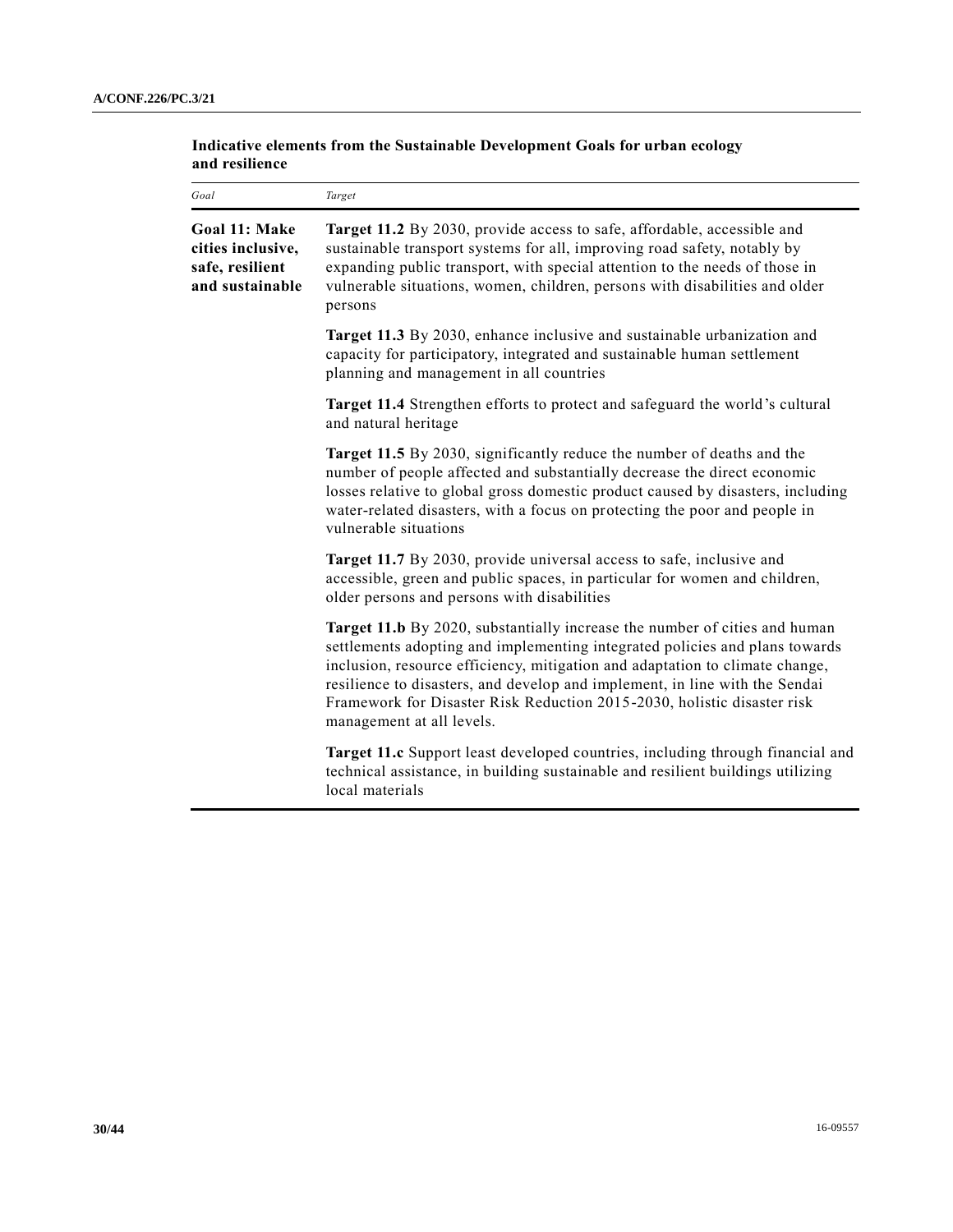**Indicative elements from the Sustainable Development Goals for urban ecology and resilience**

| *Goal* | *Target* |
|---|---|
| **Goal 11: Make cities inclusive, safe, resilient and sustainable** | **Target 11.2** By 2030, provide access to safe, affordable, accessible and sustainable transport systems for all, improving road safety, notably by expanding public transport, with special attention to the needs of those in vulnerable situations, women, children, persons with disabilities and older persons |
| | **Target 11.3** By 2030, enhance inclusive and sustainable urbanization and capacity for participatory, integrated and sustainable human settlement planning and management in all countries |
| | **Target 11.4** Strengthen efforts to protect and safeguard the world's cultural and natural heritage |
| | **Target 11.5** By 2030, significantly reduce the number of deaths and the number of people affected and substantially decrease the direct economic losses relative to global gross domestic product caused by disasters, including water-related disasters, with a focus on protecting the poor and people in vulnerable situations |
| | **Target 11.7** By 2030, provide universal access to safe, inclusive and accessible, green and public spaces, in particular for women and children, older persons and persons with disabilities |
| | **Target 11.b** By 2020, substantially increase the number of cities and human settlements adopting and implementing integrated policies and plans towards inclusion, resource efficiency, mitigation and adaptation to climate change, resilience to disasters, and develop and implement, in line with the Sendai Framework for Disaster Risk Reduction 2015-2030, holistic disaster risk management at all levels. |
| | **Target 11.c** Support least developed countries, including through financial and technical assistance, in building sustainable and resilient buildings utilizing local materials |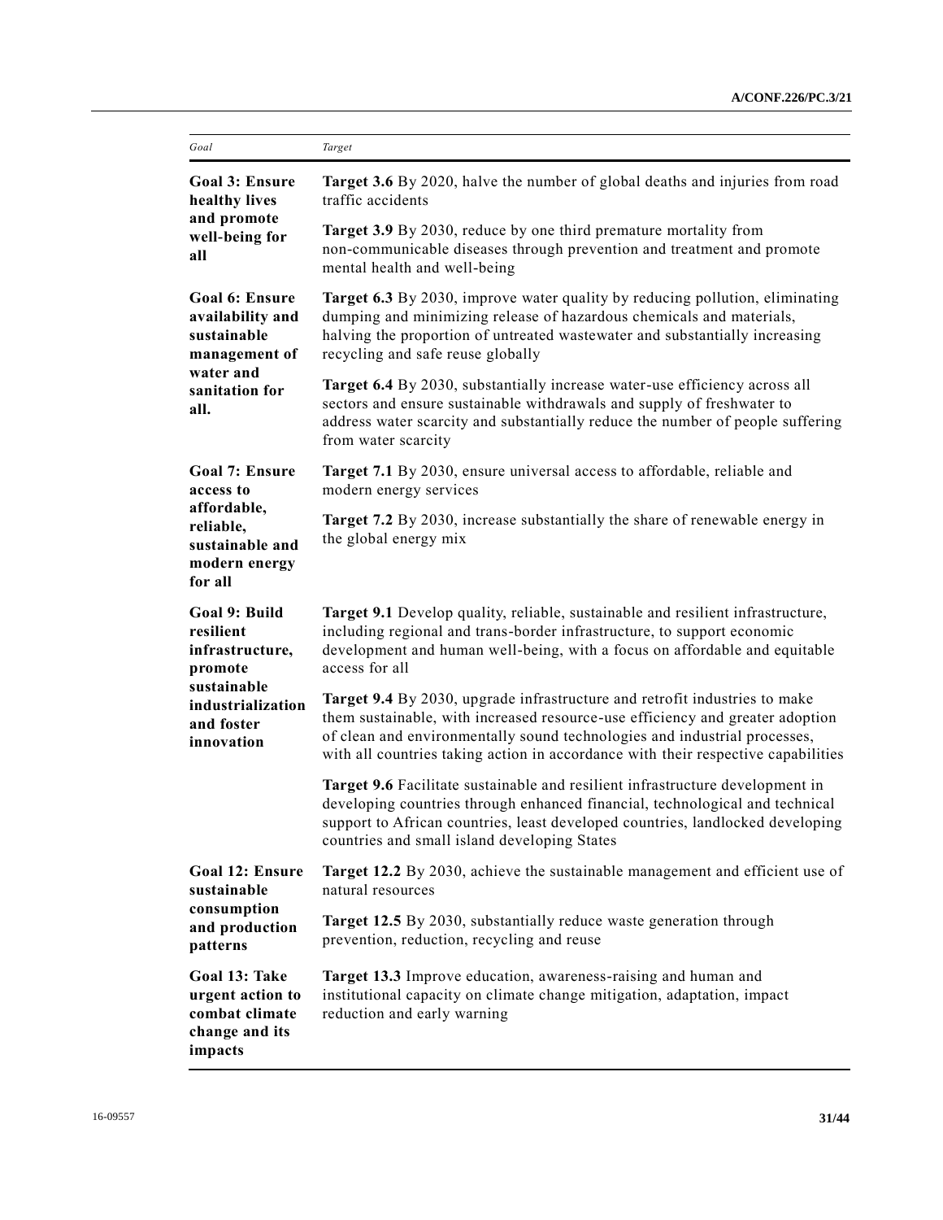| Goal | Target |
|---|---|
| **Goal 3: Ensure healthy lives and promote well-being for all** | **Target 3.6** By 2020, halve the number of global deaths and injuries from road traffic accidents |
| | **Target 3.9** By 2030, reduce by one third premature mortality from non-communicable diseases through prevention and treatment and promote mental health and well-being |
| **Goal 6: Ensure availability and sustainable management of water and sanitation for all.** | **Target 6.3** By 2030, improve water quality by reducing pollution, eliminating dumping and minimizing release of hazardous chemicals and materials, halving the proportion of untreated wastewater and substantially increasing recycling and safe reuse globally |
| | **Target 6.4** By 2030, substantially increase water-use efficiency across all sectors and ensure sustainable withdrawals and supply of freshwater to address water scarcity and substantially reduce the number of people suffering from water scarcity |
| **Goal 7: Ensure access to affordable, reliable, sustainable and modern energy for all** | **Target 7.1** By 2030, ensure universal access to affordable, reliable and modern energy services |
| | **Target 7.2** By 2030, increase substantially the share of renewable energy in the global energy mix |
| **Goal 9: Build resilient infrastructure, promote sustainable industrialization and foster innovation** | **Target 9.1** Develop quality, reliable, sustainable and resilient infrastructure, including regional and trans-border infrastructure, to support economic development and human well-being, with a focus on affordable and equitable access for all |
| | **Target 9.4** By 2030, upgrade infrastructure and retrofit industries to make them sustainable, with increased resource-use efficiency and greater adoption of clean and environmentally sound technologies and industrial processes, with all countries taking action in accordance with their respective capabilities |
| | **Target 9.6** Facilitate sustainable and resilient infrastructure development in developing countries through enhanced financial, technological and technical support to African countries, least developed countries, landlocked developing countries and small island developing States |
| **Goal 12: Ensure sustainable consumption and production patterns** | **Target 12.2** By 2030, achieve the sustainable management and efficient use of natural resources |
| | **Target 12.5** By 2030, substantially reduce waste generation through prevention, reduction, recycling and reuse |
| **Goal 13: Take urgent action to combat climate change and its impacts** | **Target 13.3** Improve education, awareness-raising and human and institutional capacity on climate change mitigation, adaptation, impact reduction and early warning |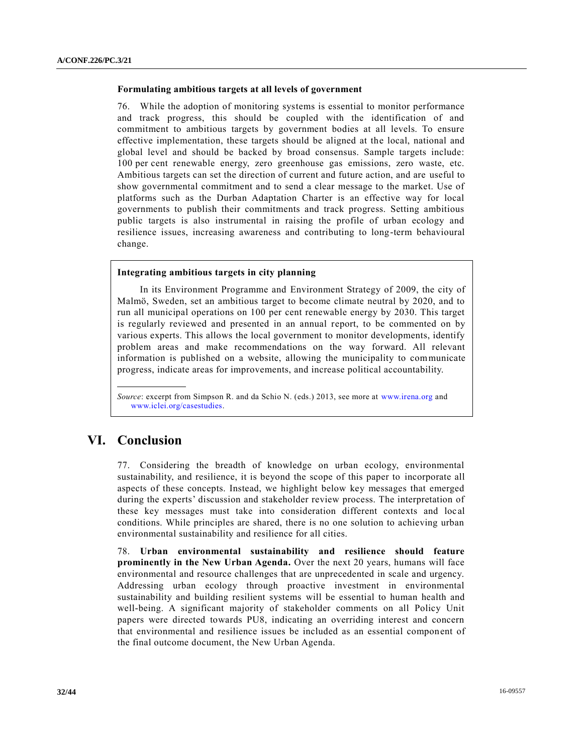### Formulating ambitious targets at all levels of government

76. While the adoption of monitoring systems is essential to monitor performance and track progress, this should be coupled with the identification of and commitment to ambitious targets by government bodies at all levels. To ensure effective implementation, these targets should be aligned at the local, national and global level and should be backed by broad consensus. Sample targets include: 100 per cent renewable energy, zero greenhouse gas emissions, zero waste, etc. Ambitious targets can set the direction of current and future action, and are useful to show governmental commitment and to send a clear message to the market. Use of platforms such as the Durban Adaptation Charter is an effective way for local governments to publish their commitments and track progress. Setting ambitious public targets is also instrumental in raising the profile of urban ecology and resilience issues, increasing awareness and contributing to long-term behavioural change.

> **Integrating ambitious targets in city planning**
>
> In its Environment Programme and Environment Strategy of 2009, the city of Malmö, Sweden, set an ambitious target to become climate neutral by 2020, and to run all municipal operations on 100 per cent renewable energy by 2030. This target is regularly reviewed and presented in an annual report, to be commented on by various experts. This allows the local government to monitor developments, identify problem areas and make recommendations on the way forward. All relevant information is published on a website, allowing the municipality to communicate progress, indicate areas for improvements, and increase political accountability.
>
> *Source*: excerpt from Simpson R. and da Schio N. (eds.) 2013, see more at www.irena.org and www.iclei.org/casestudies.

## VI. Conclusion

77. Considering the breadth of knowledge on urban ecology, environmental sustainability, and resilience, it is beyond the scope of this paper to incorporate all aspects of these concepts. Instead, we highlight below key messages that emerged during the experts' discussion and stakeholder review process. The interpretation of these key messages must take into consideration different contexts and local conditions. While principles are shared, there is no one solution to achieving urban environmental sustainability and resilience for all cities.

78. **Urban environmental sustainability and resilience should feature prominently in the New Urban Agenda.** Over the next 20 years, humans will face environmental and resource challenges that are unprecedented in scale and urgency. Addressing urban ecology through proactive investment in environmental sustainability and building resilient systems will be essential to human health and well-being. A significant majority of stakeholder comments on all Policy Unit papers were directed towards PU8, indicating an overriding interest and concern that environmental and resilience issues be included as an essential component of the final outcome document, the New Urban Agenda.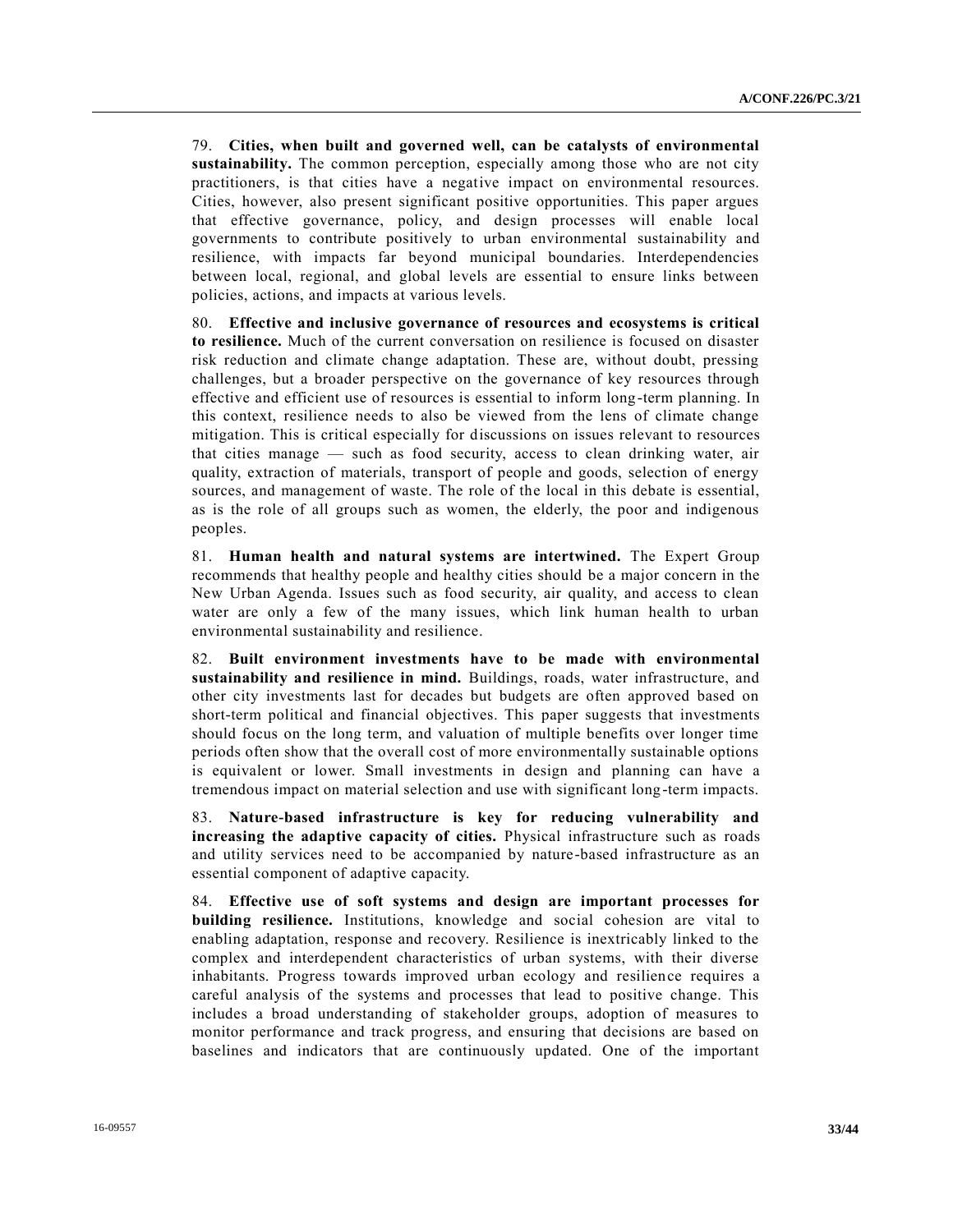79. **Cities, when built and governed well, can be catalysts of environmental sustainability.** The common perception, especially among those who are not city practitioners, is that cities have a negative impact on environmental resources. Cities, however, also present significant positive opportunities. This paper argues that effective governance, policy, and design processes will enable local governments to contribute positively to urban environmental sustainability and resilience, with impacts far beyond municipal boundaries. Interdependencies between local, regional, and global levels are essential to ensure links between policies, actions, and impacts at various levels.

80. **Effective and inclusive governance of resources and ecosystems is critical to resilience.** Much of the current conversation on resilience is focused on disaster risk reduction and climate change adaptation. These are, without doubt, pressing challenges, but a broader perspective on the governance of key resources through effective and efficient use of resources is essential to inform long-term planning. In this context, resilience needs to also be viewed from the lens of climate change mitigation. This is critical especially for discussions on issues relevant to resources that cities manage — such as food security, access to clean drinking water, air quality, extraction of materials, transport of people and goods, selection of energy sources, and management of waste. The role of the local in this debate is essential, as is the role of all groups such as women, the elderly, the poor and indigenous peoples.

81. **Human health and natural systems are intertwined.** The Expert Group recommends that healthy people and healthy cities should be a major concern in the New Urban Agenda. Issues such as food security, air quality, and access to clean water are only a few of the many issues, which link human health to urban environmental sustainability and resilience.

82. **Built environment investments have to be made with environmental sustainability and resilience in mind.** Buildings, roads, water infrastructure, and other city investments last for decades but budgets are often approved based on short-term political and financial objectives. This paper suggests that investments should focus on the long term, and valuation of multiple benefits over longer time periods often show that the overall cost of more environmentally sustainable options is equivalent or lower. Small investments in design and planning can have a tremendous impact on material selection and use with significant long-term impacts.

83. **Nature-based infrastructure is key for reducing vulnerability and increasing the adaptive capacity of cities.** Physical infrastructure such as roads and utility services need to be accompanied by nature-based infrastructure as an essential component of adaptive capacity.

84. **Effective use of soft systems and design are important processes for building resilience.** Institutions, knowledge and social cohesion are vital to enabling adaptation, response and recovery. Resilience is inextricably linked to the complex and interdependent characteristics of urban systems, with their diverse inhabitants. Progress towards improved urban ecology and resilience requires a careful analysis of the systems and processes that lead to positive change. This includes a broad understanding of stakeholder groups, adoption of measures to monitor performance and track progress, and ensuring that decisions are based on baselines and indicators that are continuously updated. One of the important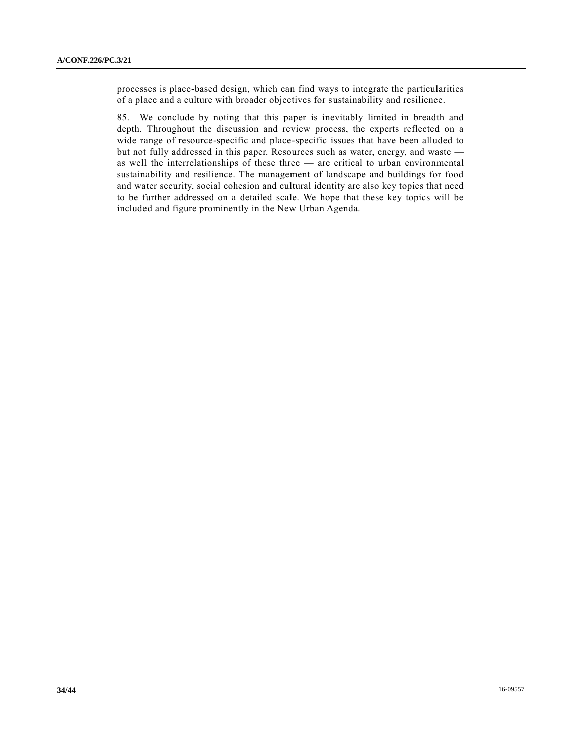processes is place-based design, which can find ways to integrate the particularities of a place and a culture with broader objectives for sustainability and resilience.

85. We conclude by noting that this paper is inevitably limited in breadth and depth. Throughout the discussion and review process, the experts reflected on a wide range of resource-specific and place-specific issues that have been alluded to but not fully addressed in this paper. Resources such as water, energy, and waste — as well the interrelationships of these three — are critical to urban environmental sustainability and resilience. The management of landscape and buildings for food and water security, social cohesion and cultural identity are also key topics that need to be further addressed on a detailed scale. We hope that these key topics will be included and figure prominently in the New Urban Agenda.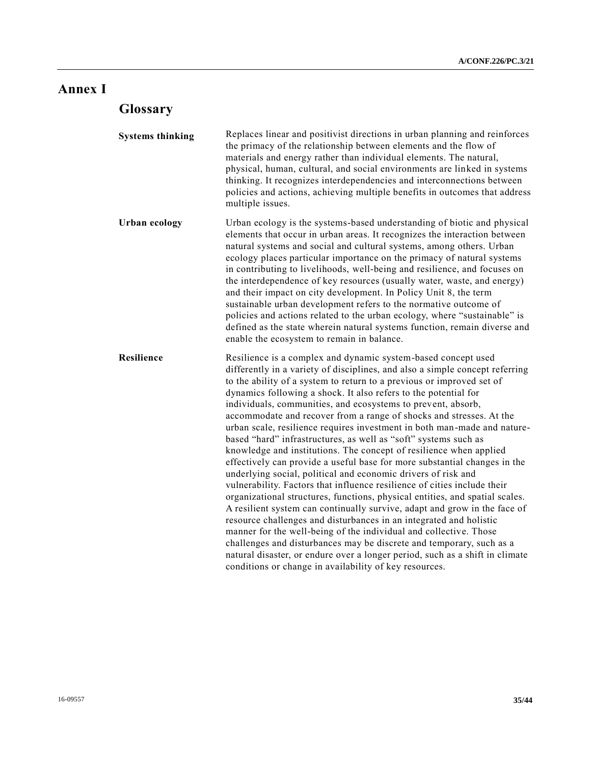# Annex I

## Glossary

**Systems thinking**

Replaces linear and positivist directions in urban planning and reinforces the primacy of the relationship between elements and the flow of materials and energy rather than individual elements. The natural, physical, human, cultural, and social environments are linked in systems thinking. It recognizes interdependencies and interconnections between policies and actions, achieving multiple benefits in outcomes that address multiple issues.

**Urban ecology**

Urban ecology is the systems-based understanding of biotic and physical elements that occur in urban areas. It recognizes the interaction between natural systems and social and cultural systems, among others. Urban ecology places particular importance on the primacy of natural systems in contributing to livelihoods, well-being and resilience, and focuses on the interdependence of key resources (usually water, waste, and energy) and their impact on city development. In Policy Unit 8, the term sustainable urban development refers to the normative outcome of policies and actions related to the urban ecology, where "sustainable" is defined as the state wherein natural systems function, remain diverse and enable the ecosystem to remain in balance.

**Resilience**

Resilience is a complex and dynamic system-based concept used differently in a variety of disciplines, and also a simple concept referring to the ability of a system to return to a previous or improved set of dynamics following a shock. It also refers to the potential for individuals, communities, and ecosystems to prevent, absorb, accommodate and recover from a range of shocks and stresses. At the urban scale, resilience requires investment in both man-made and nature-based "hard" infrastructures, as well as "soft" systems such as knowledge and institutions. The concept of resilience when applied effectively can provide a useful base for more substantial changes in the underlying social, political and economic drivers of risk and vulnerability. Factors that influence resilience of cities include their organizational structures, functions, physical entities, and spatial scales. A resilient system can continually survive, adapt and grow in the face of resource challenges and disturbances in an integrated and holistic manner for the well-being of the individual and collective. Those challenges and disturbances may be discrete and temporary, such as a natural disaster, or endure over a longer period, such as a shift in climate conditions or change in availability of key resources.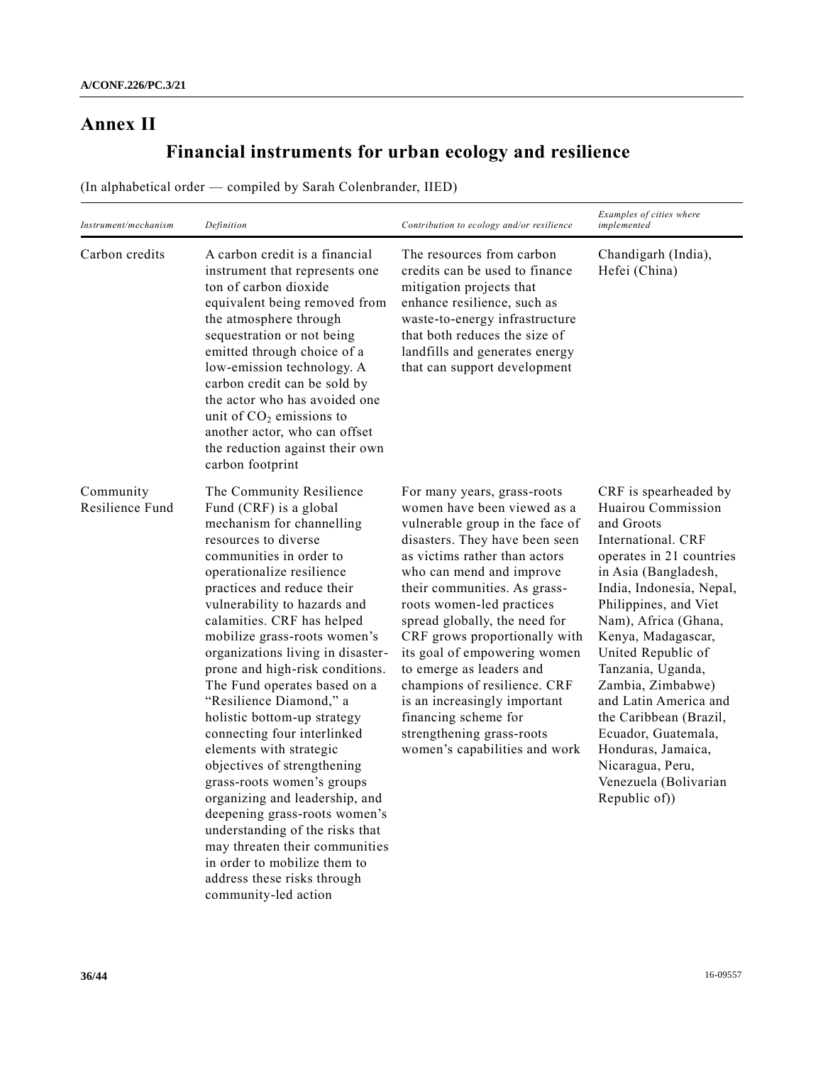# Annex II

## Financial instruments for urban ecology and resilience

(In alphabetical order — compiled by Sarah Colenbrander, IIED)

| *Instrument/mechanism* | *Definition* | *Contribution to ecology and/or resilience* | *Examples of cities where implemented* |
|---|---|---|---|
| Carbon credits | A carbon credit is a financial instrument that represents one ton of carbon dioxide equivalent being removed from the atmosphere through sequestration or not being emitted through choice of a low-emission technology. A carbon credit can be sold by the actor who has avoided one unit of $CO_2$ emissions to another actor, who can offset the reduction against their own carbon footprint | The resources from carbon credits can be used to finance mitigation projects that enhance resilience, such as waste-to-energy infrastructure that both reduces the size of landfills and generates energy that can support development | Chandigarh (India), Hefei (China) |
| Community Resilience Fund | The Community Resilience Fund (CRF) is a global mechanism for channelling resources to diverse communities in order to operationalize resilience practices and reduce their vulnerability to hazards and calamities. CRF has helped mobilize grass-roots women's organizations living in disaster-prone and high-risk conditions. The Fund operates based on a "Resilience Diamond," a holistic bottom-up strategy connecting four interlinked elements with strategic objectives of strengthening grass-roots women's groups organizing and leadership, and deepening grass-roots women's understanding of the risks that may threaten their communities in order to mobilize them to address these risks through community-led action | For many years, grass-roots women have been viewed as a vulnerable group in the face of disasters. They have been seen as victims rather than actors who can mend and improve their communities. As grass-roots women-led practices spread globally, the need for CRF grows proportionally with its goal of empowering women to emerge as leaders and champions of resilience. CRF is an increasingly important financing scheme for strengthening grass-roots women's capabilities and work | CRF is spearheaded by Huairou Commission and Groots International. CRF operates in 21 countries in Asia (Bangladesh, India, Indonesia, Nepal, Philippines, and Viet Nam), Africa (Ghana, Kenya, Madagascar, United Republic of Tanzania, Uganda, Zambia, Zimbabwe) and Latin America and the Caribbean (Brazil, Ecuador, Guatemala, Honduras, Jamaica, Nicaragua, Peru, Venezuela (Bolivarian Republic of)) |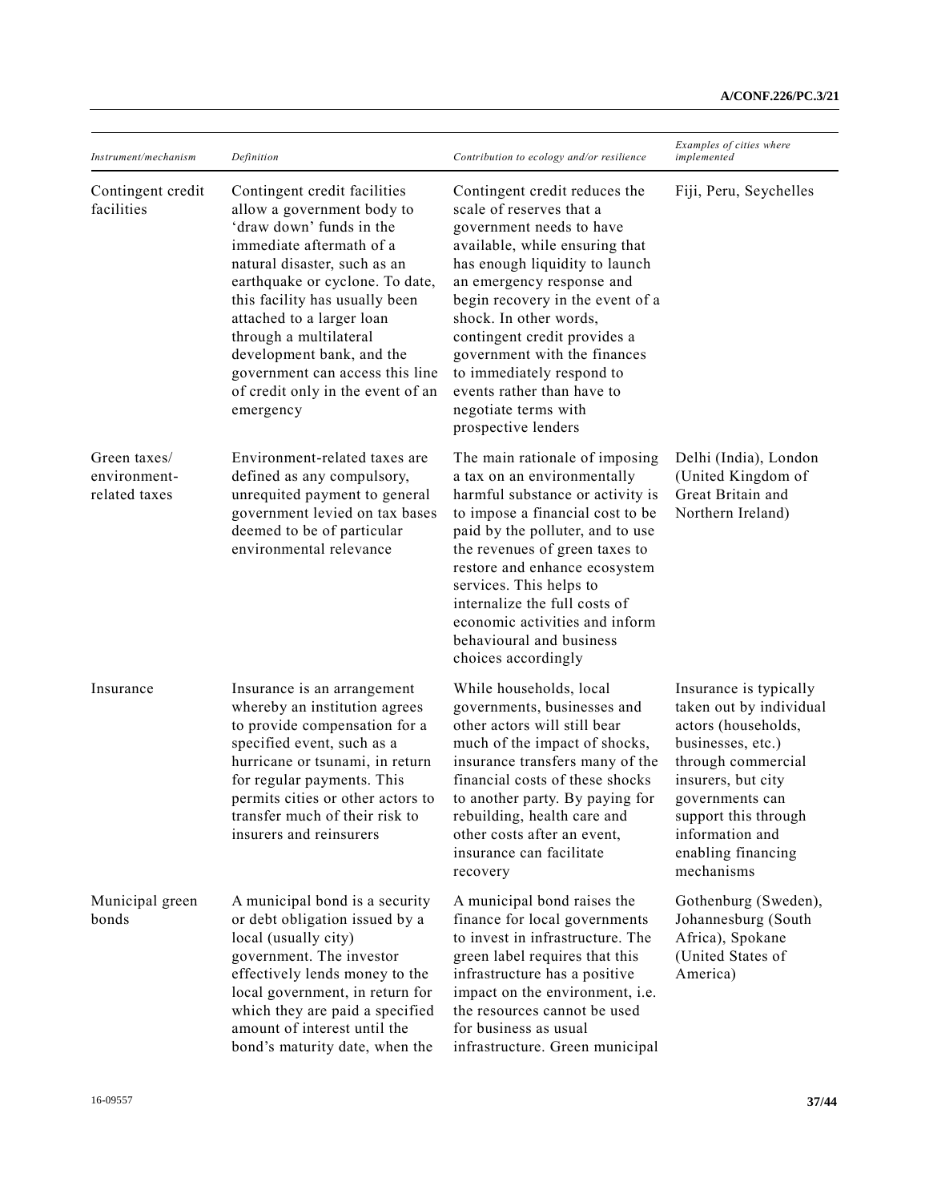| Instrument/mechanism | Definition | Contribution to ecology and/or resilience | Examples of cities where implemented |
|---|---|---|---|
| Contingent credit facilities | Contingent credit facilities allow a government body to 'draw down' funds in the immediate aftermath of a natural disaster, such as an earthquake or cyclone. To date, this facility has usually been attached to a larger loan through a multilateral development bank, and the government can access this line of credit only in the event of an emergency | Contingent credit reduces the scale of reserves that a government needs to have available, while ensuring that has enough liquidity to launch an emergency response and begin recovery in the event of a shock. In other words, contingent credit provides a government with the finances to immediately respond to events rather than have to negotiate terms with prospective lenders | Fiji, Peru, Seychelles |
| Green taxes/ environment-related taxes | Environment-related taxes are defined as any compulsory, unrequited payment to general government levied on tax bases deemed to be of particular environmental relevance | The main rationale of imposing a tax on an environmentally harmful substance or activity is to impose a financial cost to be paid by the polluter, and to use the revenues of green taxes to restore and enhance ecosystem services. This helps to internalize the full costs of economic activities and inform behavioural and business choices accordingly | Delhi (India), London (United Kingdom of Great Britain and Northern Ireland) |
| Insurance | Insurance is an arrangement whereby an institution agrees to provide compensation for a specified event, such as a hurricane or tsunami, in return for regular payments. This permits cities or other actors to transfer much of their risk to insurers and reinsurers | While households, local governments, businesses and other actors will still bear much of the impact of shocks, insurance transfers many of the financial costs of these shocks to another party. By paying for rebuilding, health care and other costs after an event, insurance can facilitate recovery | Insurance is typically taken out by individual actors (households, businesses, etc.) through commercial insurers, but city governments can support this through information and enabling financing mechanisms |
| Municipal green bonds | A municipal bond is a security or debt obligation issued by a local (usually city) government. The investor effectively lends money to the local government, in return for which they are paid a specified amount of interest until the bond's maturity date, when the | A municipal bond raises the finance for local governments to invest in infrastructure. The green label requires that this infrastructure has a positive impact on the environment, i.e. the resources cannot be used for business as usual infrastructure. Green municipal | Gothenburg (Sweden), Johannesburg (South Africa), Spokane (United States of America) |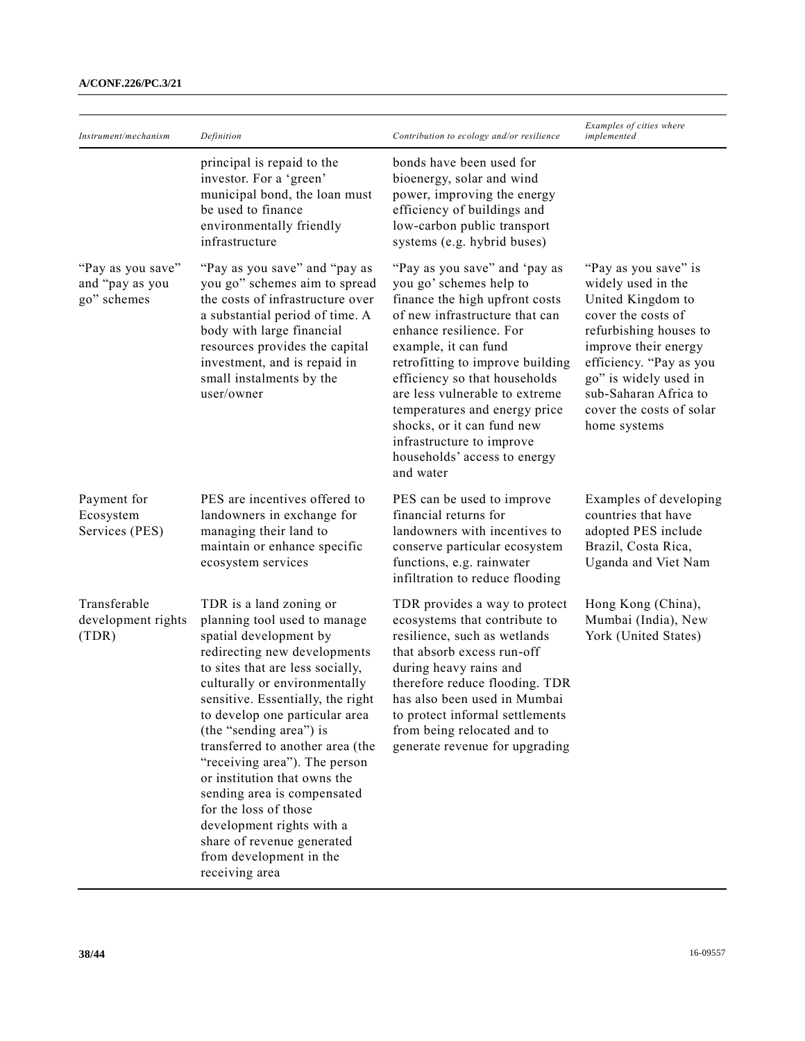| Instrument/mechanism | Definition | Contribution to ecology and/or resilience | Examples of cities where implemented |
|---|---|---|---|
| | principal is repaid to the investor. For a 'green' municipal bond, the loan must be used to finance environmentally friendly infrastructure | bonds have been used for bioenergy, solar and wind power, improving the energy efficiency of buildings and low-carbon public transport systems (e.g. hybrid buses) | |
| "Pay as you save" and "pay as you go" schemes | "Pay as you save" and "pay as you go" schemes aim to spread the costs of infrastructure over a substantial period of time. A body with large financial resources provides the capital investment, and is repaid in small instalments by the user/owner | "Pay as you save" and 'pay as you go' schemes help to finance the high upfront costs of new infrastructure that can enhance resilience. For example, it can fund retrofitting to improve building efficiency so that households are less vulnerable to extreme temperatures and energy price shocks, or it can fund new infrastructure to improve households' access to energy and water | "Pay as you save" is widely used in the United Kingdom to cover the costs of refurbishing houses to improve their energy efficiency. "Pay as you go" is widely used in sub-Saharan Africa to cover the costs of solar home systems |
| Payment for Ecosystem Services (PES) | PES are incentives offered to landowners in exchange for managing their land to maintain or enhance specific ecosystem services | PES can be used to improve financial returns for landowners with incentives to conserve particular ecosystem functions, e.g. rainwater infiltration to reduce flooding | Examples of developing countries that have adopted PES include Brazil, Costa Rica, Uganda and Viet Nam |
| Transferable development rights (TDR) | TDR is a land zoning or planning tool used to manage spatial development by redirecting new developments to sites that are less socially, culturally or environmentally sensitive. Essentially, the right to develop one particular area (the "sending area") is transferred to another area (the "receiving area"). The person or institution that owns the sending area is compensated for the loss of those development rights with a share of revenue generated from development in the receiving area | TDR provides a way to protect ecosystems that contribute to resilience, such as wetlands that absorb excess run-off during heavy rains and therefore reduce flooding. TDR has also been used in Mumbai to protect informal settlements from being relocated and to generate revenue for upgrading | Hong Kong (China), Mumbai (India), New York (United States) |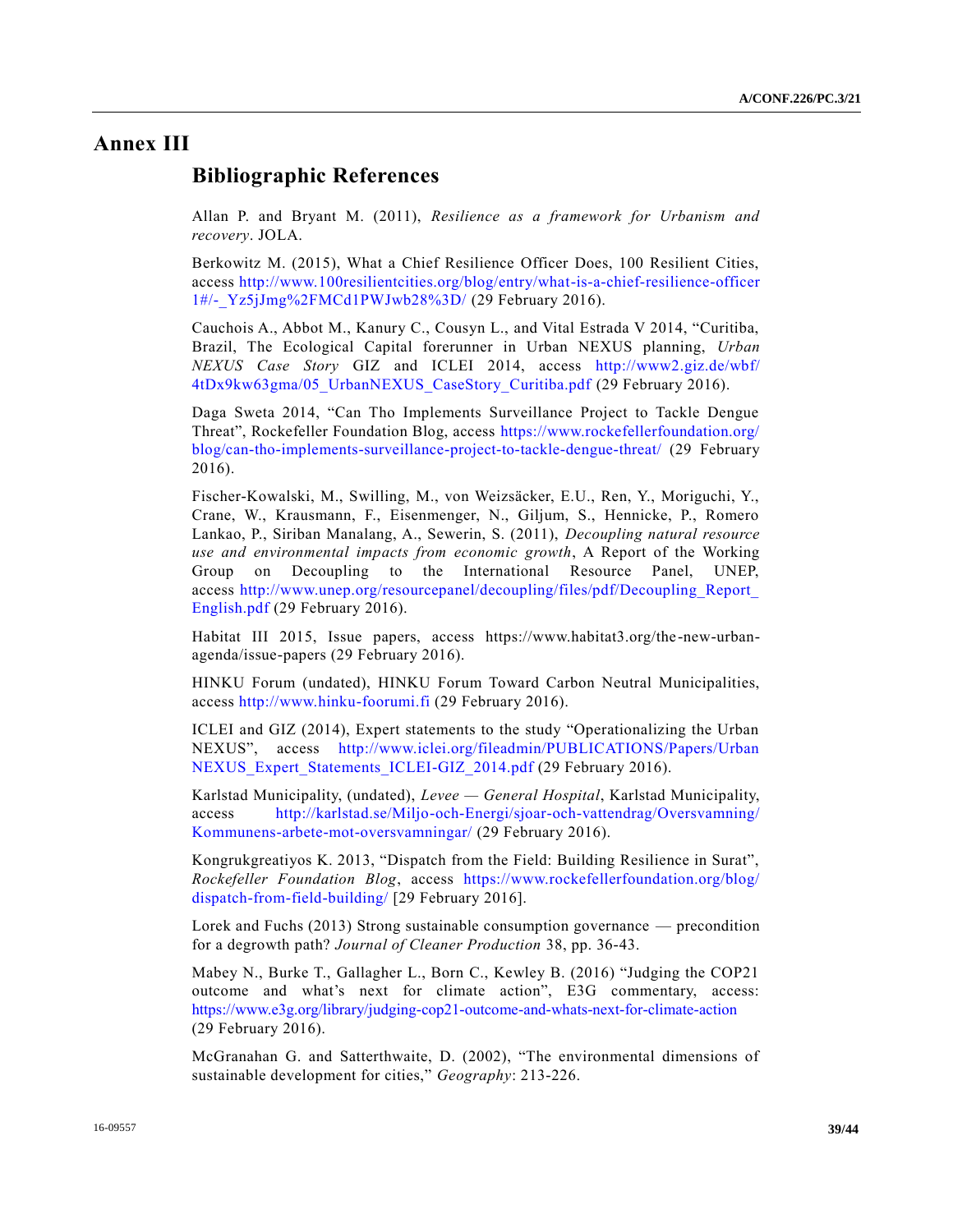# Annex III

## Bibliographic References

Allan P. and Bryant M. (2011), *Resilience as a framework for Urbanism and recovery*. JOLA.

Berkowitz M. (2015), What a Chief Resilience Officer Does, 100 Resilient Cities, access http://www.100resilientcities.org/blog/entry/what-is-a-chief-resilience-officer1#/-_Yz5jJmg%2FMCd1PWJwb28%3D/ (29 February 2016).

Cauchois A., Abbot M., Kanury C., Cousyn L., and Vital Estrada V 2014, "Curitiba, Brazil, The Ecological Capital forerunner in Urban NEXUS planning, *Urban NEXUS Case Story* GIZ and ICLEI 2014, access http://www2.giz.de/wbf/4tDx9kw63gma/05_UrbanNEXUS_CaseStory_Curitiba.pdf (29 February 2016).

Daga Sweta 2014, "Can Tho Implements Surveillance Project to Tackle Dengue Threat", Rockefeller Foundation Blog, access https://www.rockefellerfoundation.org/blog/can-tho-implements-surveillance-project-to-tackle-dengue-threat/ (29 February 2016).

Fischer-Kowalski, M., Swilling, M., von Weizsäcker, E.U., Ren, Y., Moriguchi, Y., Crane, W., Krausmann, F., Eisenmenger, N., Giljum, S., Hennicke, P., Romero Lankao, P., Siriban Manalang, A., Sewerin, S. (2011), *Decoupling natural resource use and environmental impacts from economic growth*, A Report of the Working Group on Decoupling to the International Resource Panel, UNEP, access http://www.unep.org/resourcepanel/decoupling/files/pdf/Decoupling_Report_English.pdf (29 February 2016).

Habitat III 2015, Issue papers, access https://www.habitat3.org/the-new-urban-agenda/issue-papers (29 February 2016).

HINKU Forum (undated), HINKU Forum Toward Carbon Neutral Municipalities, access http://www.hinku-foorumi.fi (29 February 2016).

ICLEI and GIZ (2014), Expert statements to the study "Operationalizing the Urban NEXUS", access http://www.iclei.org/fileadmin/PUBLICATIONS/Papers/UrbanNEXUS_Expert_Statements_ICLEI-GIZ_2014.pdf (29 February 2016).

Karlstad Municipality, (undated), *Levee — General Hospital*, Karlstad Municipality, access http://karlstad.se/Miljo-och-Energi/sjoar-och-vattendrag/Oversvamning/Kommunens-arbete-mot-oversvamningar/ (29 February 2016).

Kongrukgreatiyos K. 2013, "Dispatch from the Field: Building Resilience in Surat", *Rockefeller Foundation Blog*, access https://www.rockefellerfoundation.org/blog/dispatch-from-field-building/ [29 February 2016].

Lorek and Fuchs (2013) Strong sustainable consumption governance — precondition for a degrowth path? *Journal of Cleaner Production* 38, pp. 36-43.

Mabey N., Burke T., Gallagher L., Born C., Kewley B. (2016) "Judging the COP21 outcome and what's next for climate action", E3G commentary, access: https://www.e3g.org/library/judging-cop21-outcome-and-whats-next-for-climate-action (29 February 2016).

McGranahan G. and Satterthwaite, D. (2002), "The environmental dimensions of sustainable development for cities," *Geography*: 213-226.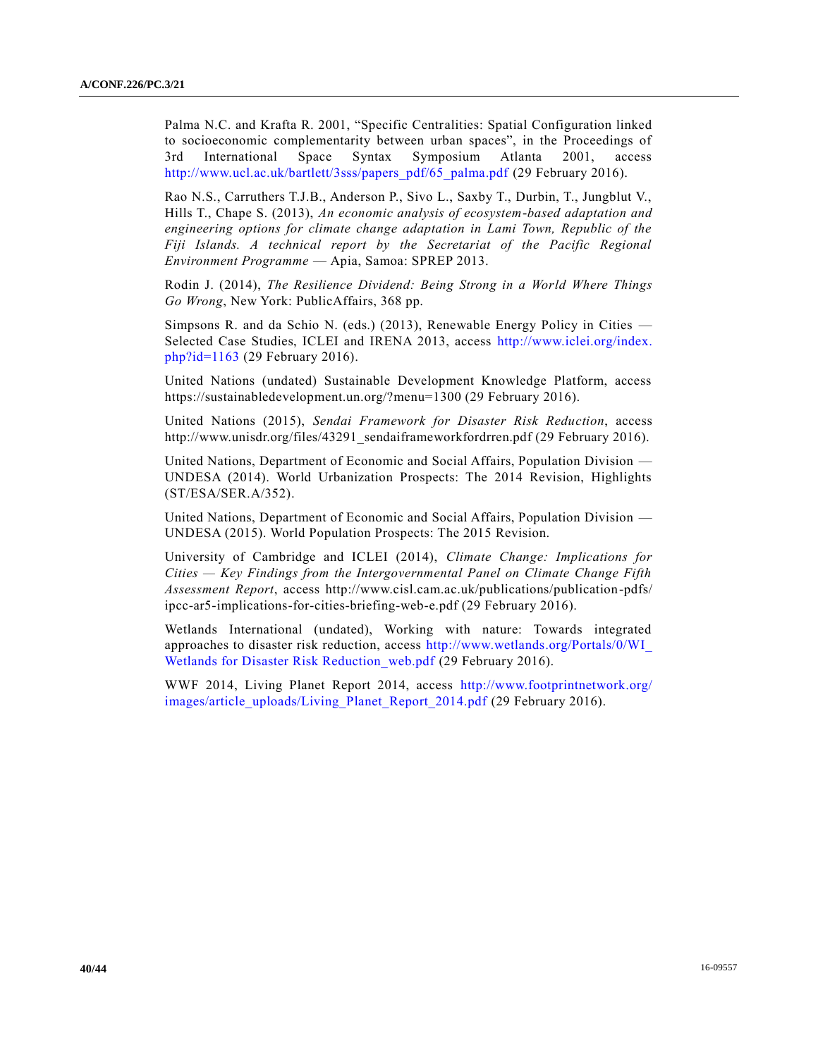Palma N.C. and Krafta R. 2001, "Specific Centralities: Spatial Configuration linked to socioeconomic complementarity between urban spaces", in the Proceedings of 3rd International Space Syntax Symposium Atlanta 2001, access http://www.ucl.ac.uk/bartlett/3sss/papers_pdf/65_palma.pdf (29 February 2016).

Rao N.S., Carruthers T.J.B., Anderson P., Sivo L., Saxby T., Durbin, T., Jungblut V., Hills T., Chape S. (2013), *An economic analysis of ecosystem-based adaptation and engineering options for climate change adaptation in Lami Town, Republic of the Fiji Islands. A technical report by the Secretariat of the Pacific Regional Environment Programme* — Apia, Samoa: SPREP 2013.

Rodin J. (2014), *The Resilience Dividend: Being Strong in a World Where Things Go Wrong*, New York: PublicAffairs, 368 pp.

Simpsons R. and da Schio N. (eds.) (2013), Renewable Energy Policy in Cities — Selected Case Studies, ICLEI and IRENA 2013, access http://www.iclei.org/index.php?id=1163 (29 February 2016).

United Nations (undated) Sustainable Development Knowledge Platform, access https://sustainabledevelopment.un.org/?menu=1300 (29 February 2016).

United Nations (2015), *Sendai Framework for Disaster Risk Reduction*, access http://www.unisdr.org/files/43291_sendaiframeworkfordrren.pdf (29 February 2016).

United Nations, Department of Economic and Social Affairs, Population Division — UNDESA (2014). World Urbanization Prospects: The 2014 Revision, Highlights (ST/ESA/SER.A/352).

United Nations, Department of Economic and Social Affairs, Population Division — UNDESA (2015). World Population Prospects: The 2015 Revision.

University of Cambridge and ICLEI (2014), *Climate Change: Implications for Cities — Key Findings from the Intergovernmental Panel on Climate Change Fifth Assessment Report*, access http://www.cisl.cam.ac.uk/publications/publication-pdfs/ipcc-ar5-implications-for-cities-briefing-web-e.pdf (29 February 2016).

Wetlands International (undated), Working with nature: Towards integrated approaches to disaster risk reduction, access http://www.wetlands.org/Portals/0/WI_Wetlands for Disaster Risk Reduction_web.pdf (29 February 2016).

WWF 2014, Living Planet Report 2014, access http://www.footprintnetwork.org/images/article_uploads/Living_Planet_Report_2014.pdf (29 February 2016).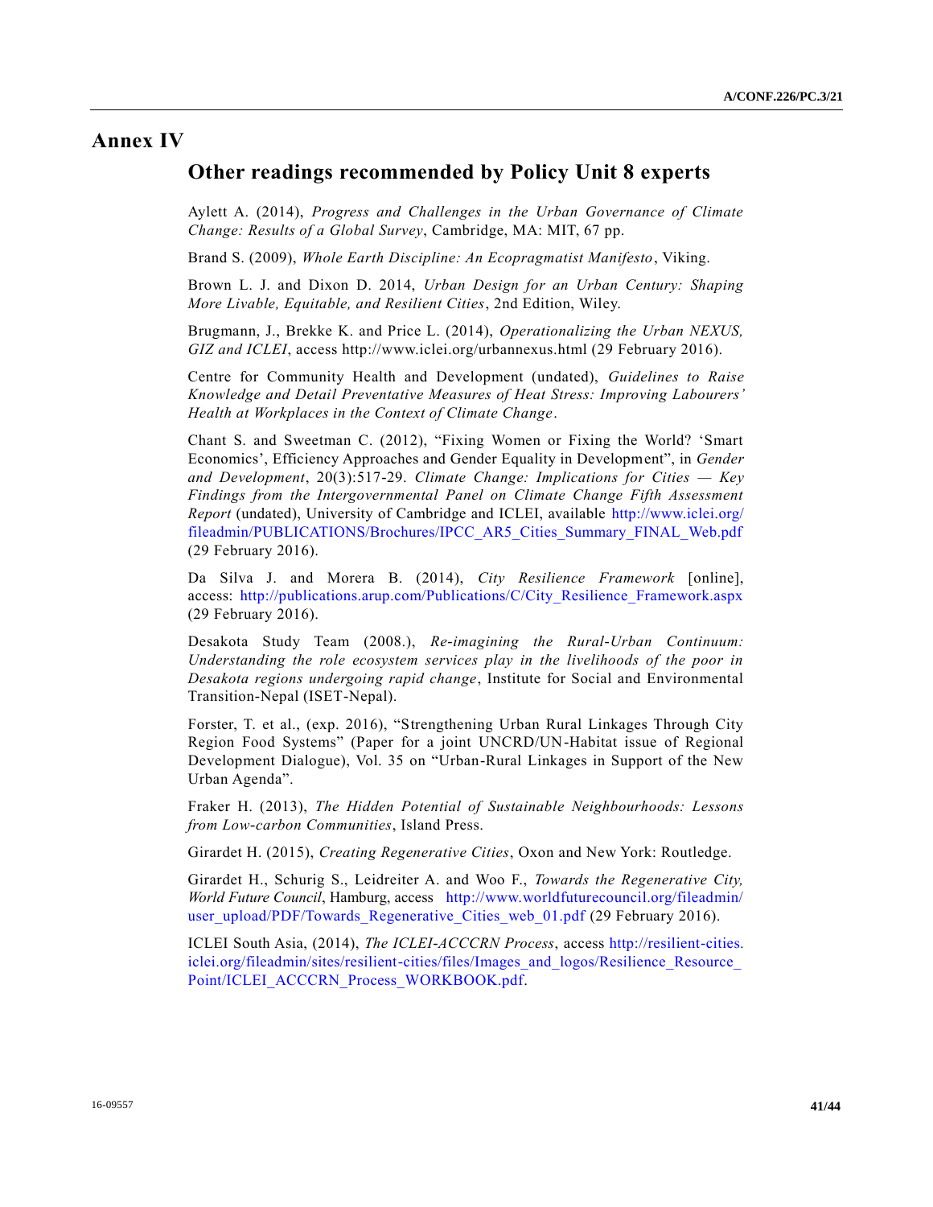# Annex IV

## Other readings recommended by Policy Unit 8 experts

Aylett A. (2014), *Progress and Challenges in the Urban Governance of Climate Change: Results of a Global Survey*, Cambridge, MA: MIT, 67 pp.

Brand S. (2009), *Whole Earth Discipline: An Ecopragmatist Manifesto*, Viking.

Brown L. J. and Dixon D. 2014, *Urban Design for an Urban Century: Shaping More Livable, Equitable, and Resilient Cities*, 2nd Edition, Wiley.

Brugmann, J., Brekke K. and Price L. (2014), *Operationalizing the Urban NEXUS, GIZ and ICLEI*, access http://www.iclei.org/urbannexus.html (29 February 2016).

Centre for Community Health and Development (undated), *Guidelines to Raise Knowledge and Detail Preventative Measures of Heat Stress: Improving Labourers' Health at Workplaces in the Context of Climate Change*.

Chant S. and Sweetman C. (2012), "Fixing Women or Fixing the World? 'Smart Economics', Efficiency Approaches and Gender Equality in Development", in *Gender and Development*, 20(3):517-29. *Climate Change: Implications for Cities — Key Findings from the Intergovernmental Panel on Climate Change Fifth Assessment Report* (undated), University of Cambridge and ICLEI, available http://www.iclei.org/fileadmin/PUBLICATIONS/Brochures/IPCC_AR5_Cities_Summary_FINAL_Web.pdf (29 February 2016).

Da Silva J. and Morera B. (2014), *City Resilience Framework* [online], access: http://publications.arup.com/Publications/C/City_Resilience_Framework.aspx (29 February 2016).

Desakota Study Team (2008.), *Re-imagining the Rural-Urban Continuum: Understanding the role ecosystem services play in the livelihoods of the poor in Desakota regions undergoing rapid change*, Institute for Social and Environmental Transition-Nepal (ISET-Nepal).

Forster, T. et al., (exp. 2016), "Strengthening Urban Rural Linkages Through City Region Food Systems" (Paper for a joint UNCRD/UN-Habitat issue of Regional Development Dialogue), Vol. 35 on "Urban-Rural Linkages in Support of the New Urban Agenda".

Fraker H. (2013), *The Hidden Potential of Sustainable Neighbourhoods: Lessons from Low-carbon Communities*, Island Press.

Girardet H. (2015), *Creating Regenerative Cities*, Oxon and New York: Routledge.

Girardet H., Schurig S., Leidreiter A. and Woo F., *Towards the Regenerative City, World Future Council*, Hamburg, access http://www.worldfuturecouncil.org/fileadmin/user_upload/PDF/Towards_Regenerative_Cities_web_01.pdf (29 February 2016).

ICLEI South Asia, (2014), *The ICLEI-ACCCRN Process*, access http://resilient-cities.iclei.org/fileadmin/sites/resilient-cities/files/Images_and_logos/Resilience_Resource_Point/ICLEI_ACCCRN_Process_WORKBOOK.pdf.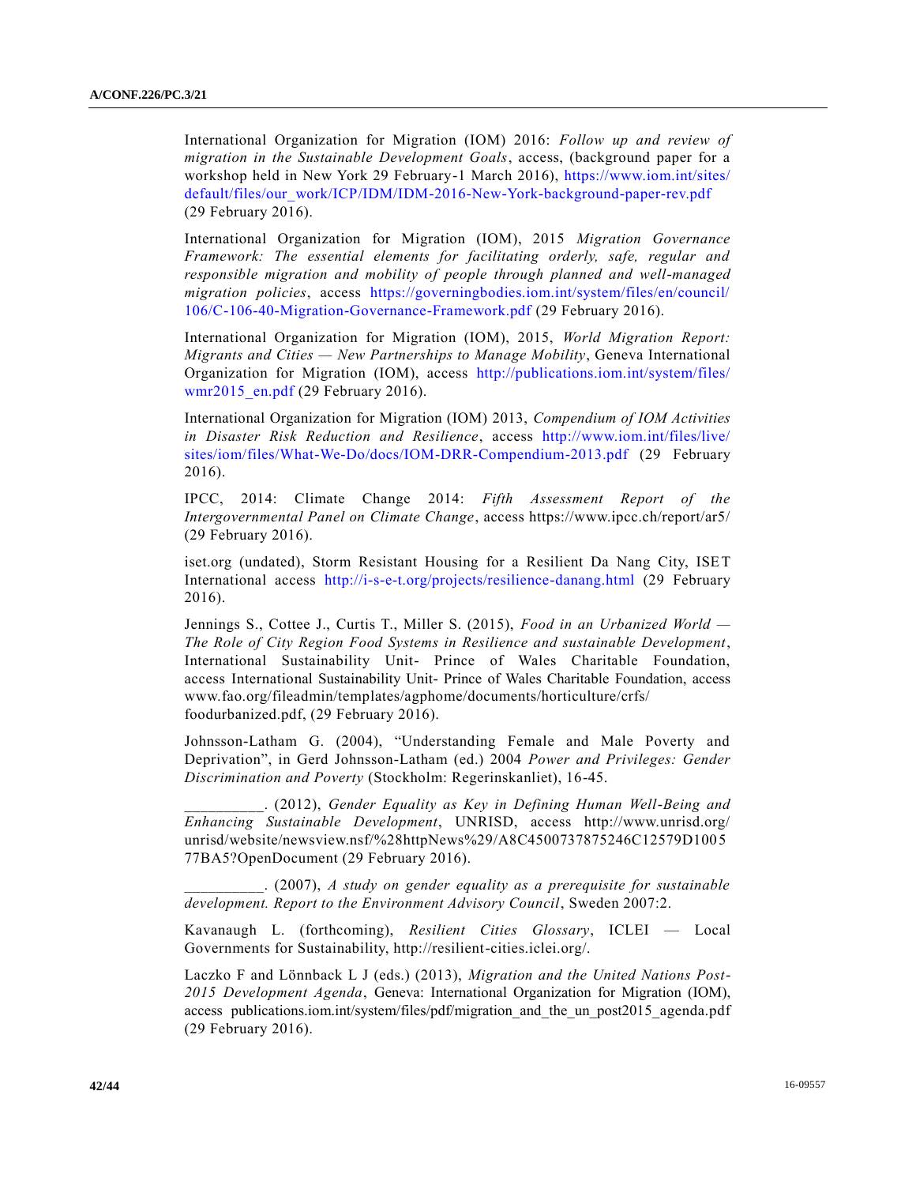International Organization for Migration (IOM) 2016: *Follow up and review of migration in the Sustainable Development Goals*, access, (background paper for a workshop held in New York 29 February-1 March 2016), https://www.iom.int/sites/default/files/our_work/ICP/IDM/IDM-2016-New-York-background-paper-rev.pdf (29 February 2016).

International Organization for Migration (IOM), 2015 *Migration Governance Framework: The essential elements for facilitating orderly, safe, regular and responsible migration and mobility of people through planned and well-managed migration policies*, access https://governingbodies.iom.int/system/files/en/council/106/C-106-40-Migration-Governance-Framework.pdf (29 February 2016).

International Organization for Migration (IOM), 2015, *World Migration Report: Migrants and Cities — New Partnerships to Manage Mobility*, Geneva International Organization for Migration (IOM), access http://publications.iom.int/system/files/wmr2015_en.pdf (29 February 2016).

International Organization for Migration (IOM) 2013, *Compendium of IOM Activities in Disaster Risk Reduction and Resilience*, access http://www.iom.int/files/live/sites/iom/files/What-We-Do/docs/IOM-DRR-Compendium-2013.pdf (29 February 2016).

IPCC, 2014: Climate Change 2014: *Fifth Assessment Report of the Intergovernmental Panel on Climate Change*, access https://www.ipcc.ch/report/ar5/ (29 February 2016).

iset.org (undated), Storm Resistant Housing for a Resilient Da Nang City, ISET International access http://i-s-e-t.org/projects/resilience-danang.html (29 February 2016).

Jennings S., Cottee J., Curtis T., Miller S. (2015), *Food in an Urbanized World — The Role of City Region Food Systems in Resilience and sustainable Development*, International Sustainability Unit- Prince of Wales Charitable Foundation, access International Sustainability Unit- Prince of Wales Charitable Foundation, access www.fao.org/fileadmin/templates/agphome/documents/horticulture/crfs/foodurbanized.pdf, (29 February 2016).

Johnsson-Latham G. (2004), "Understanding Female and Male Poverty and Deprivation", in Gerd Johnsson-Latham (ed.) 2004 *Power and Privileges: Gender Discrimination and Poverty* (Stockholm: Regerinskanliet), 16-45.

__________. (2012), *Gender Equality as Key in Defining Human Well-Being and Enhancing Sustainable Development*, UNRISD, access http://www.unrisd.org/unrisd/website/newsview.nsf/%28httpNews%29/A8C4500737875246C12579D100577BA5?OpenDocument (29 February 2016).

__________. (2007), *A study on gender equality as a prerequisite for sustainable development. Report to the Environment Advisory Council*, Sweden 2007:2.

Kavanaugh L. (forthcoming), *Resilient Cities Glossary*, ICLEI — Local Governments for Sustainability, http://resilient-cities.iclei.org/.

Laczko F and Lönnback L J (eds.) (2013), *Migration and the United Nations Post-2015 Development Agenda*, Geneva: International Organization for Migration (IOM), access publications.iom.int/system/files/pdf/migration_and_the_un_post2015_agenda.pdf (29 February 2016).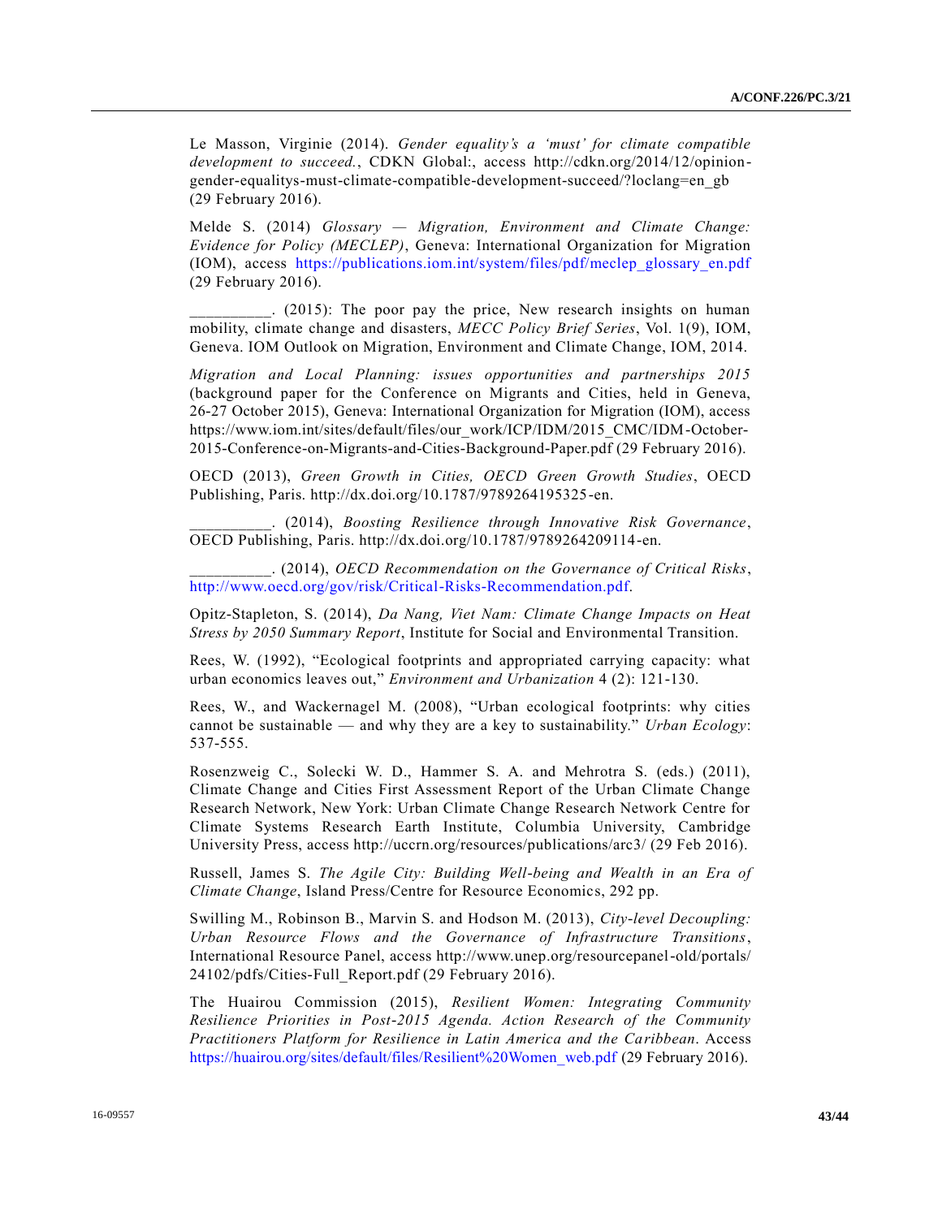Le Masson, Virginie (2014). *Gender equality's a 'must' for climate compatible development to succeed.*, CDKN Global:, access http://cdkn.org/2014/12/opinion-gender-equalitys-must-climate-compatible-development-succeed/?loclang=en_gb (29 February 2016).

Melde S. (2014) *Glossary — Migration, Environment and Climate Change: Evidence for Policy (MECLEP)*, Geneva: International Organization for Migration (IOM), access https://publications.iom.int/system/files/pdf/meclep_glossary_en.pdf (29 February 2016).

__________. (2015): The poor pay the price, New research insights on human mobility, climate change and disasters, *MECC Policy Brief Series*, Vol. 1(9), IOM, Geneva. IOM Outlook on Migration, Environment and Climate Change, IOM, 2014.

*Migration and Local Planning: issues opportunities and partnerships 2015* (background paper for the Conference on Migrants and Cities, held in Geneva, 26-27 October 2015), Geneva: International Organization for Migration (IOM), access https://www.iom.int/sites/default/files/our_work/ICP/IDM/2015_CMC/IDM-October-2015-Conference-on-Migrants-and-Cities-Background-Paper.pdf (29 February 2016).

OECD (2013), *Green Growth in Cities, OECD Green Growth Studies*, OECD Publishing, Paris. http://dx.doi.org/10.1787/9789264195325-en.

__________. (2014), *Boosting Resilience through Innovative Risk Governance*, OECD Publishing, Paris. http://dx.doi.org/10.1787/9789264209114-en.

__________. (2014), *OECD Recommendation on the Governance of Critical Risks*, http://www.oecd.org/gov/risk/Critical-Risks-Recommendation.pdf.

Opitz-Stapleton, S. (2014), *Da Nang, Viet Nam: Climate Change Impacts on Heat Stress by 2050 Summary Report*, Institute for Social and Environmental Transition.

Rees, W. (1992), "Ecological footprints and appropriated carrying capacity: what urban economics leaves out," *Environment and Urbanization* 4 (2): 121-130.

Rees, W., and Wackernagel M. (2008), "Urban ecological footprints: why cities cannot be sustainable — and why they are a key to sustainability." *Urban Ecology*: 537-555.

Rosenzweig C., Solecki W. D., Hammer S. A. and Mehrotra S. (eds.) (2011), Climate Change and Cities First Assessment Report of the Urban Climate Change Research Network, New York: Urban Climate Change Research Network Centre for Climate Systems Research Earth Institute, Columbia University, Cambridge University Press, access http://uccrn.org/resources/publications/arc3/ (29 Feb 2016).

Russell, James S. *The Agile City: Building Well-being and Wealth in an Era of Climate Change*, Island Press/Centre for Resource Economics, 292 pp.

Swilling M., Robinson B., Marvin S. and Hodson M. (2013), *City-level Decoupling: Urban Resource Flows and the Governance of Infrastructure Transitions*, International Resource Panel, access http://www.unep.org/resourcepanel-old/portals/24102/pdfs/Cities-Full_Report.pdf (29 February 2016).

The Huairou Commission (2015), *Resilient Women: Integrating Community Resilience Priorities in Post-2015 Agenda. Action Research of the Community Practitioners Platform for Resilience in Latin America and the Caribbean*. Access https://huairou.org/sites/default/files/Resilient%20Women_web.pdf (29 February 2016).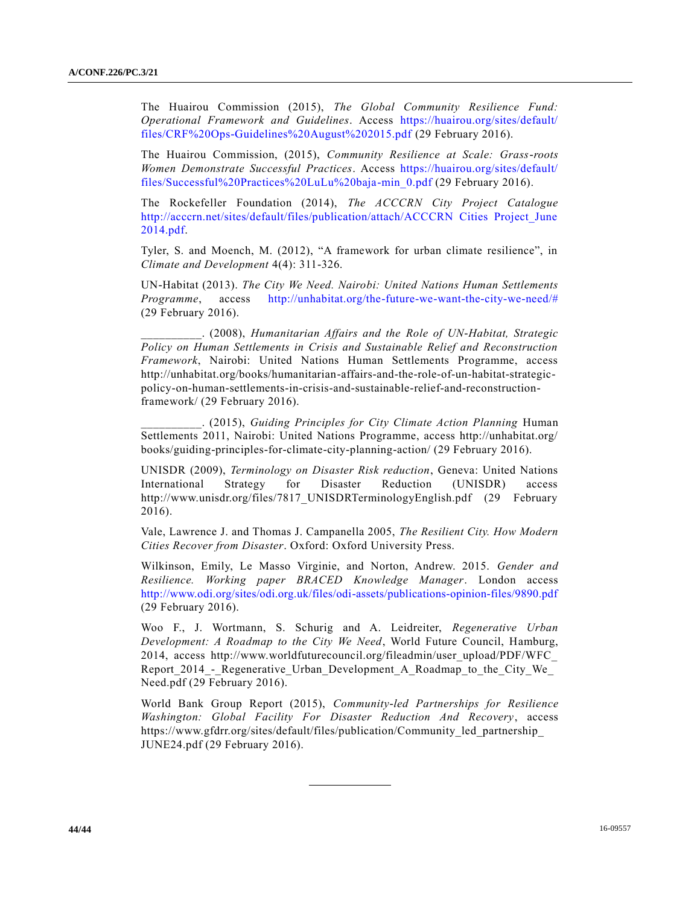The Huairou Commission (2015), *The Global Community Resilience Fund: Operational Framework and Guidelines*. Access https://huairou.org/sites/default/files/CRF%20Ops-Guidelines%20August%202015.pdf (29 February 2016).

The Huairou Commission, (2015), *Community Resilience at Scale: Grass-roots Women Demonstrate Successful Practices*. Access https://huairou.org/sites/default/files/Successful%20Practices%20LuLu%20baja-min_0.pdf (29 February 2016).

The Rockefeller Foundation (2014), *The ACCCRN City Project Catalogue* http://acccrn.net/sites/default/files/publication/attach/ACCCRN Cities Project_June 2014.pdf.

Tyler, S. and Moench, M. (2012), "A framework for urban climate resilience", in *Climate and Development* 4(4): 311-326.

UN-Habitat (2013). *The City We Need. Nairobi: United Nations Human Settlements Programme*, access http://unhabitat.org/the-future-we-want-the-city-we-need/# (29 February 2016).

__________. (2008), *Humanitarian Affairs and the Role of UN-Habitat, Strategic Policy on Human Settlements in Crisis and Sustainable Relief and Reconstruction Framework*, Nairobi: United Nations Human Settlements Programme, access http://unhabitat.org/books/humanitarian-affairs-and-the-role-of-un-habitat-strategic-policy-on-human-settlements-in-crisis-and-sustainable-relief-and-reconstruction-framework/ (29 February 2016).

__________. (2015), *Guiding Principles for City Climate Action Planning* Human Settlements 2011, Nairobi: United Nations Programme, access http://unhabitat.org/books/guiding-principles-for-climate-city-planning-action/ (29 February 2016).

UNISDR (2009), *Terminology on Disaster Risk reduction*, Geneva: United Nations International Strategy for Disaster Reduction (UNISDR) access http://www.unisdr.org/files/7817_UNISDRTerminologyEnglish.pdf (29 February 2016).

Vale, Lawrence J. and Thomas J. Campanella 2005, *The Resilient City. How Modern Cities Recover from Disaster*. Oxford: Oxford University Press.

Wilkinson, Emily, Le Masso Virginie, and Norton, Andrew. 2015. *Gender and Resilience. Working paper BRACED Knowledge Manager*. London access http://www.odi.org/sites/odi.org.uk/files/odi-assets/publications-opinion-files/9890.pdf (29 February 2016).

Woo F., J. Wortmann, S. Schurig and A. Leidreiter, *Regenerative Urban Development: A Roadmap to the City We Need*, World Future Council, Hamburg, 2014, access http://www.worldfuturecouncil.org/fileadmin/user_upload/PDF/WFC_Report_2014_-_Regenerative_Urban_Development_A_Roadmap_to_the_City_We_Need.pdf (29 February 2016).

World Bank Group Report (2015), *Community-led Partnerships for Resilience Washington: Global Facility For Disaster Reduction And Recovery*, access https://www.gfdrr.org/sites/default/files/publication/Community_led_partnership_JUNE24.pdf (29 February 2016).